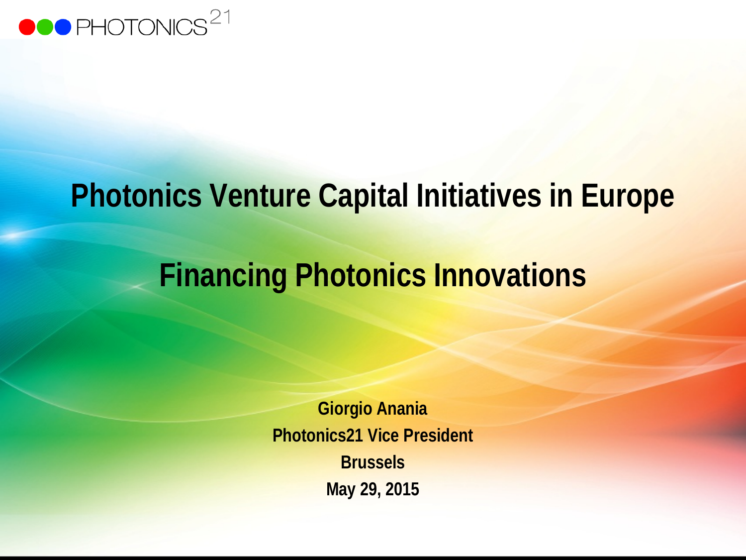PHOTONICS21

# Photonics Venture Capital Initiatives in Europe

# Financing Photonics Innovations

**Giorgio Anania**

**Photonics21 Vice President**

**Brussels**

**May 29, 2015**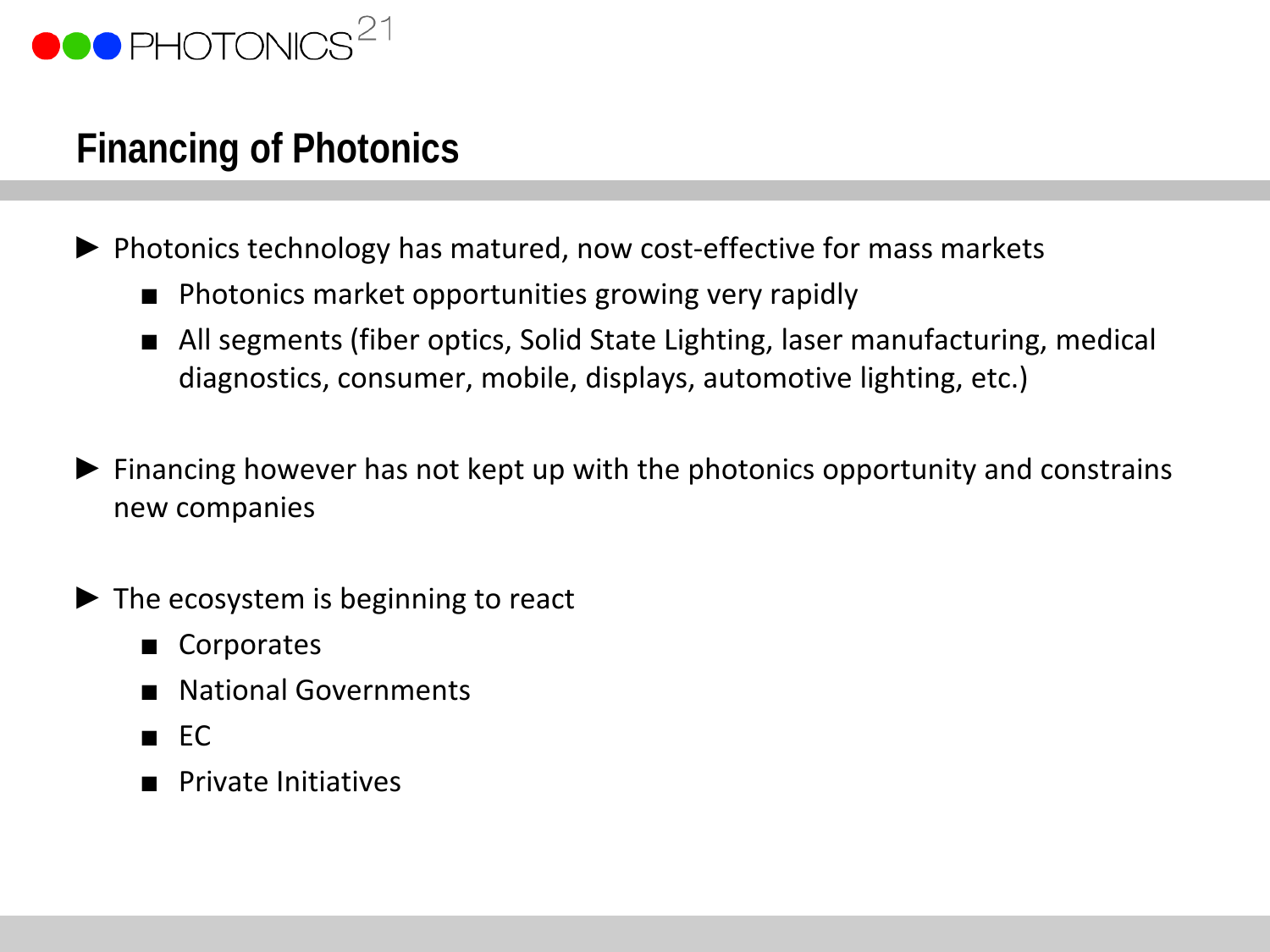# Financing of Photonics

- Photonics technology has matured, now cost-effective for mass markets
  - Photonics market opportunities growing very rapidly
  - All segments (fiber optics, Solid State Lighting, laser manufacturing, medical diagnostics, consumer, mobile, displays, automotive lighting, etc.)

- Financing however has not kept up with the photonics opportunity and constrains new companies

- The ecosystem is beginning to react
  - Corporates
  - National Governments
  - EC
  - Private Initiatives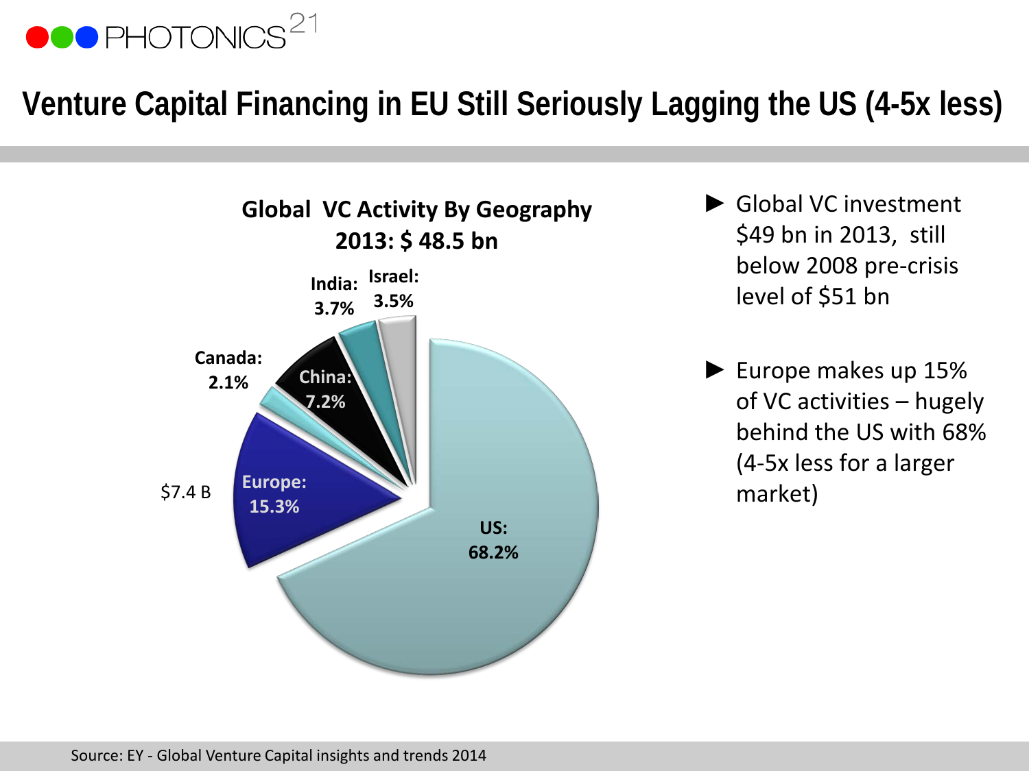# Venture Capital Financing in EU Still Seriously Lagging the US (4-5x less)

**Global VC Activity By Geography 2013: $ 48.5 bn**

| Region | Share |
|---|---|
| US | 68.2% |
| Europe ($7.4 B) | 15.3% |
| China | 7.2% |
| India | 3.7% |
| Israel | 3.5% |
| Canada | 2.1% |

- Global VC investment $49 bn in 2013, still below 2008 pre-crisis level of $51 bn
- Europe makes up 15% of VC activities – hugely behind the US with 68% (4-5x less for a larger market)

Source: EY - Global Venture Capital insights and trends 2014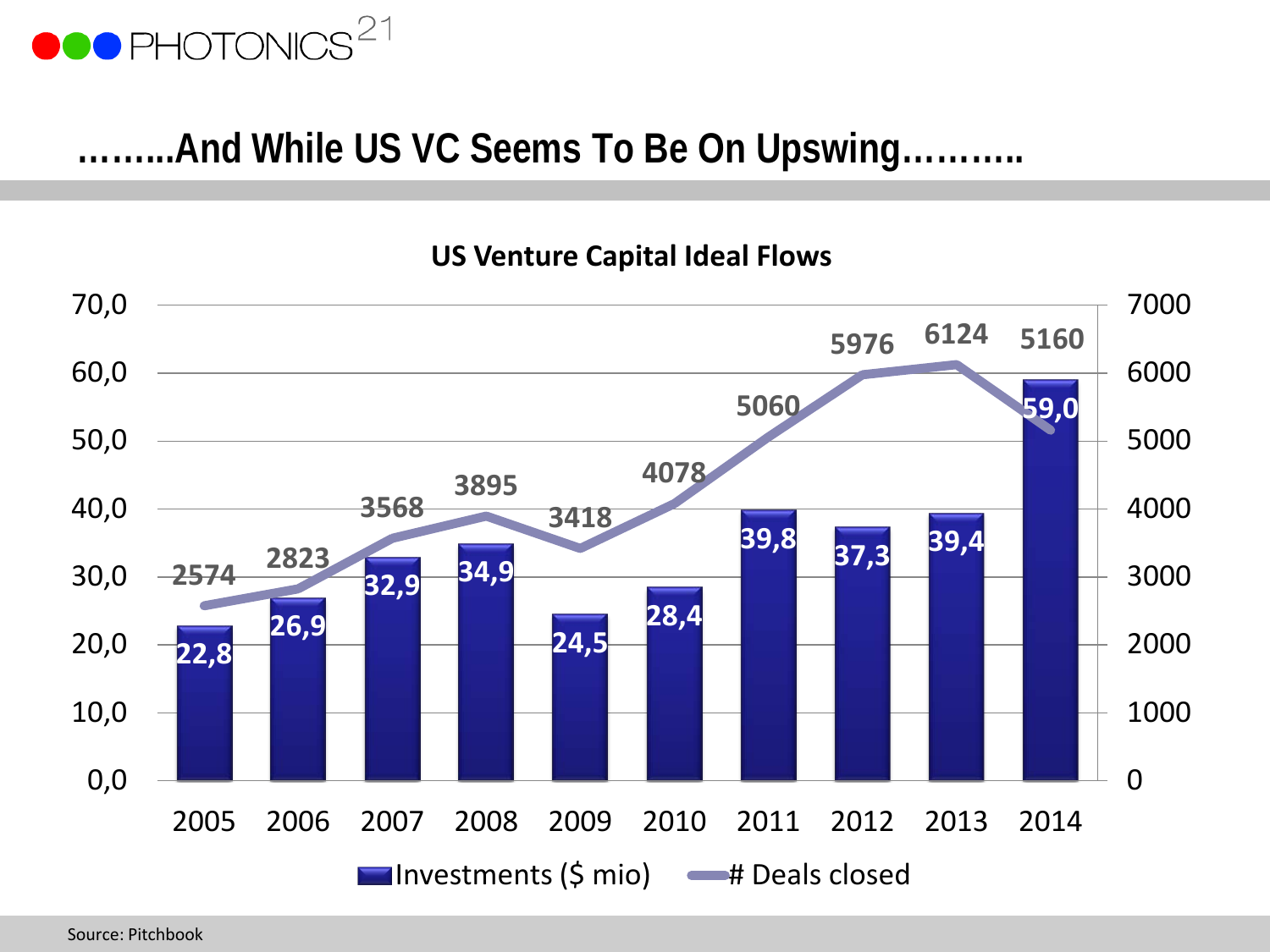# ……..And While US VC Seems To Be On Upswing……….

**US Venture Capital Ideal Flows**

| Year | Investments ($ mio) | # Deals closed |
|---|---|---|
| 2005 | 22,8 | 2574 |
| 2006 | 26,9 | 2823 |
| 2007 | 32,9 | 3568 |
| 2008 | 34,9 | 3895 |
| 2009 | 24,5 | 3418 |
| 2010 | 28,4 | 4078 |
| 2011 | 39,8 | 5060 |
| 2012 | 37,3 | 5976 |
| 2013 | 39,4 | 6124 |
| 2014 | 59,0 | 5160 |

Source: Pitchbook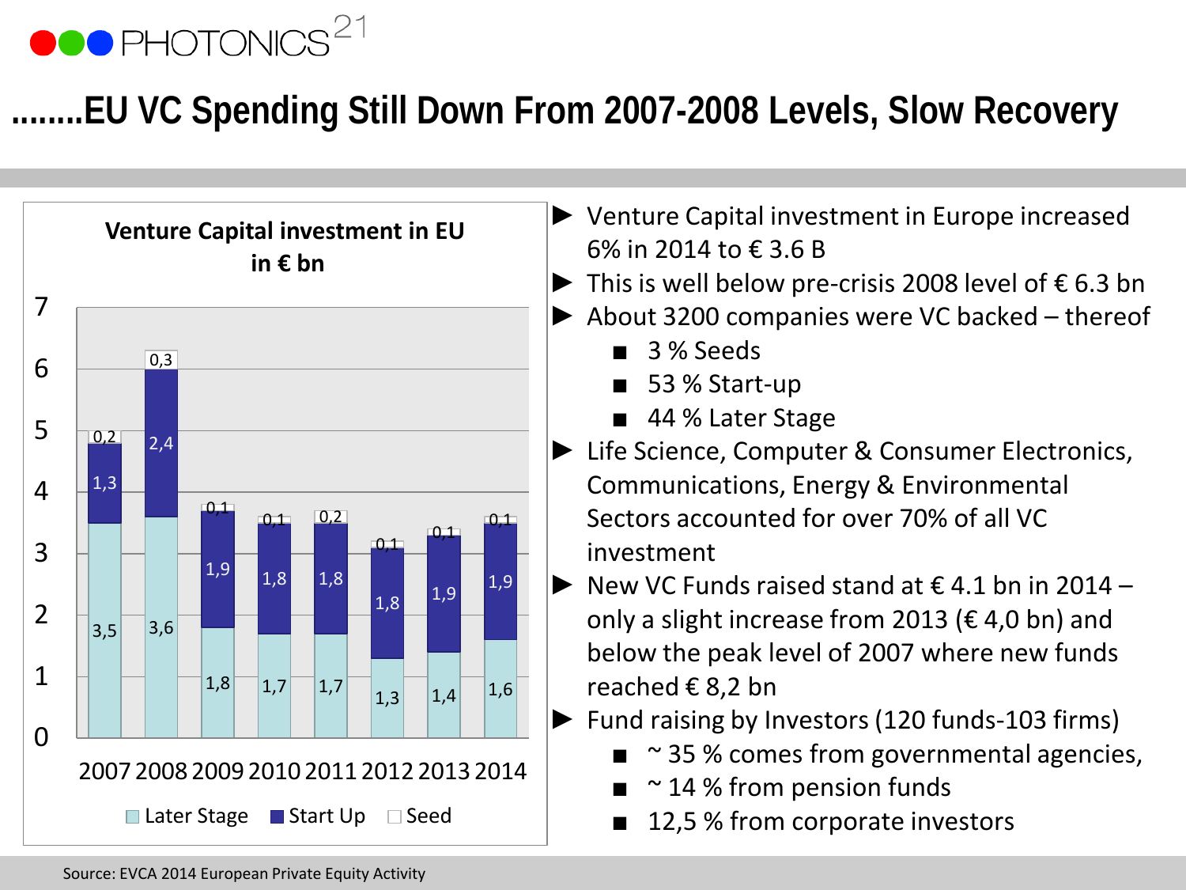# ........EU VC Spending Still Down From 2007-2008 Levels, Slow Recovery

**Venture Capital investment in EU in € bn**

| Year | Later Stage | Start Up | Seed |
|---|---|---|---|
| 2007 | 3,5 | 1,3 | 0,2 |
| 2008 | 3,6 | 2,4 | 0,3 |
| 2009 | 1,8 | 1,9 | 0,1 |
| 2010 | 1,7 | 1,8 | 0,1 |
| 2011 | 1,7 | 1,8 | 0,2 |
| 2012 | 1,3 | 1,8 | 0,1 |
| 2013 | 1,4 | 1,9 | 0,1 |
| 2014 | 1,6 | 1,9 | 0,1 |

- Venture Capital investment in Europe increased 6% in 2014 to € 3.6 B
- This is well below pre-crisis 2008 level of € 6.3 bn
- About 3200 companies were VC backed – thereof
  - 3 % Seeds
  - 53 % Start-up
  - 44 % Later Stage
- Life Science, Computer & Consumer Electronics, Communications, Energy & Environmental Sectors accounted for over 70% of all VC investment
- New VC Funds raised stand at € 4.1 bn in 2014 – only a slight increase from 2013 (€ 4,0 bn) and below the peak level of 2007 where new funds reached € 8,2 bn
- Fund raising by Investors (120 funds-103 firms)
  - ~ 35 % comes from governmental agencies,
  - ~ 14 % from pension funds
  - 12,5 % from corporate investors

Source: EVCA 2014 European Private Equity Activity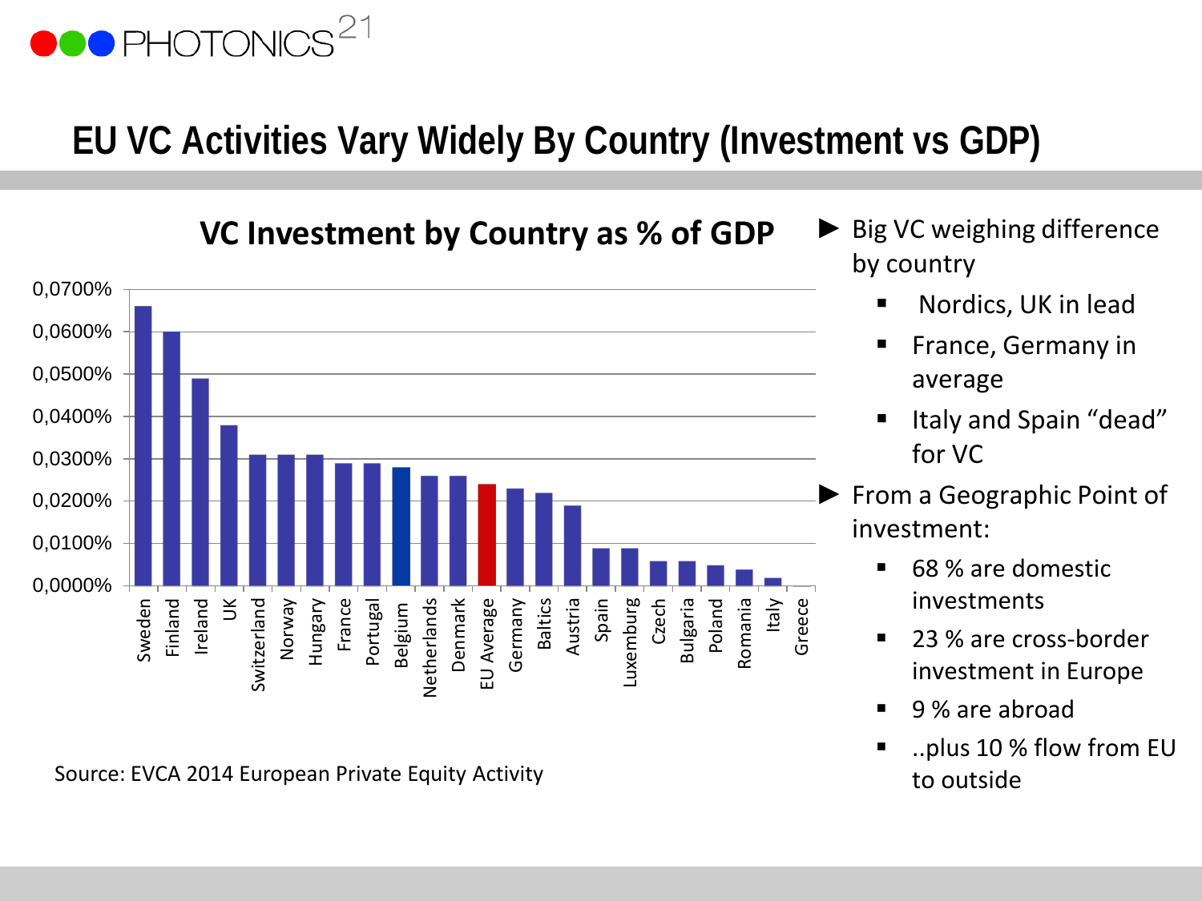# EU VC Activities Vary Widely By Country (Investment vs GDP)

## VC Investment by Country as % of GDP

| Country | VC Investment as % of GDP |
|---|---|
| Sweden | 0,0660% |
| Finland | 0,0600% |
| Ireland | 0,0490% |
| UK | 0,0380% |
| Switzerland | 0,0310% |
| Norway | 0,0310% |
| Hungary | 0,0310% |
| France | 0,0290% |
| Portugal | 0,0290% |
| Belgium | 0,0280% |
| Netherlands | 0,0260% |
| Denmark | 0,0260% |
| EU Average | 0,0240% |
| Germany | 0,0230% |
| Baltics | 0,0220% |
| Austria | 0,0190% |
| Spain | 0,0090% |
| Luxemburg | 0,0090% |
| Czech | 0,0060% |
| Bulgaria | 0,0060% |
| Poland | 0,0050% |
| Romania | 0,0040% |
| Italy | 0,0020% |
| Greece | 0,0000% |

Source: EVCA 2014 European Private Equity Activity

- Big VC weighing difference by country
  - Nordics, UK in lead
  - France, Germany in average
  - Italy and Spain "dead" for VC
- From a Geographic Point of investment:
  - 68 % are domestic investments
  - 23 % are cross-border investment in Europe
  - 9 % are abroad
  - ..plus 10 % flow from EU to outside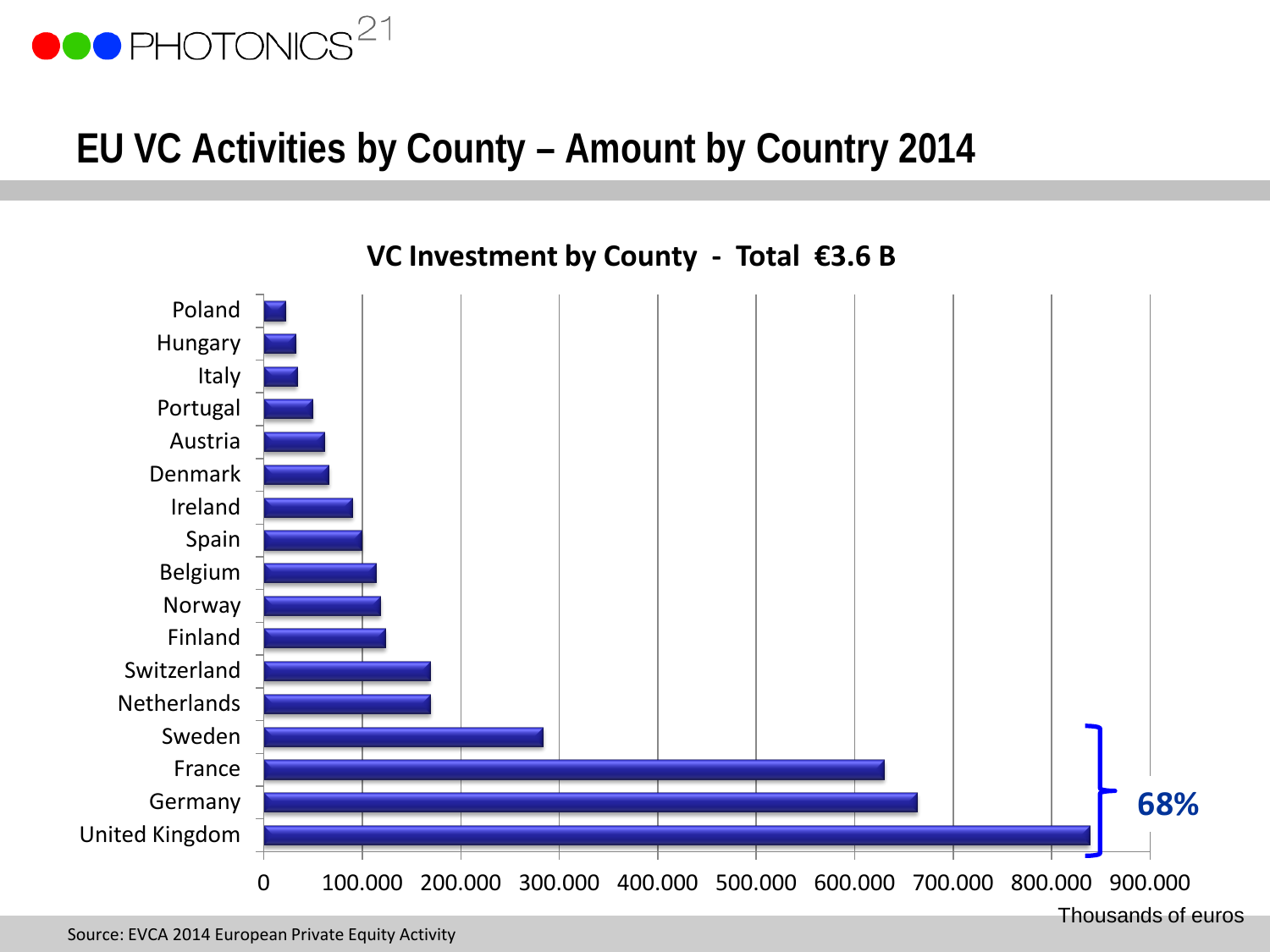# EU VC Activities by County – Amount by Country 2014

**VC Investment by County - Total €3.6 B**

Poland
Hungary
Italy
Portugal
Austria
Denmark
Ireland
Spain
Belgium
Norway
Finland
Switzerland
Netherlands
Sweden
France
Germany
United Kingdom

0 100.000 200.000 300.000 400.000 500.000 600.000 700.000 800.000 900.000

Thousands of euros

**68%**

Source: EVCA 2014 European Private Equity Activity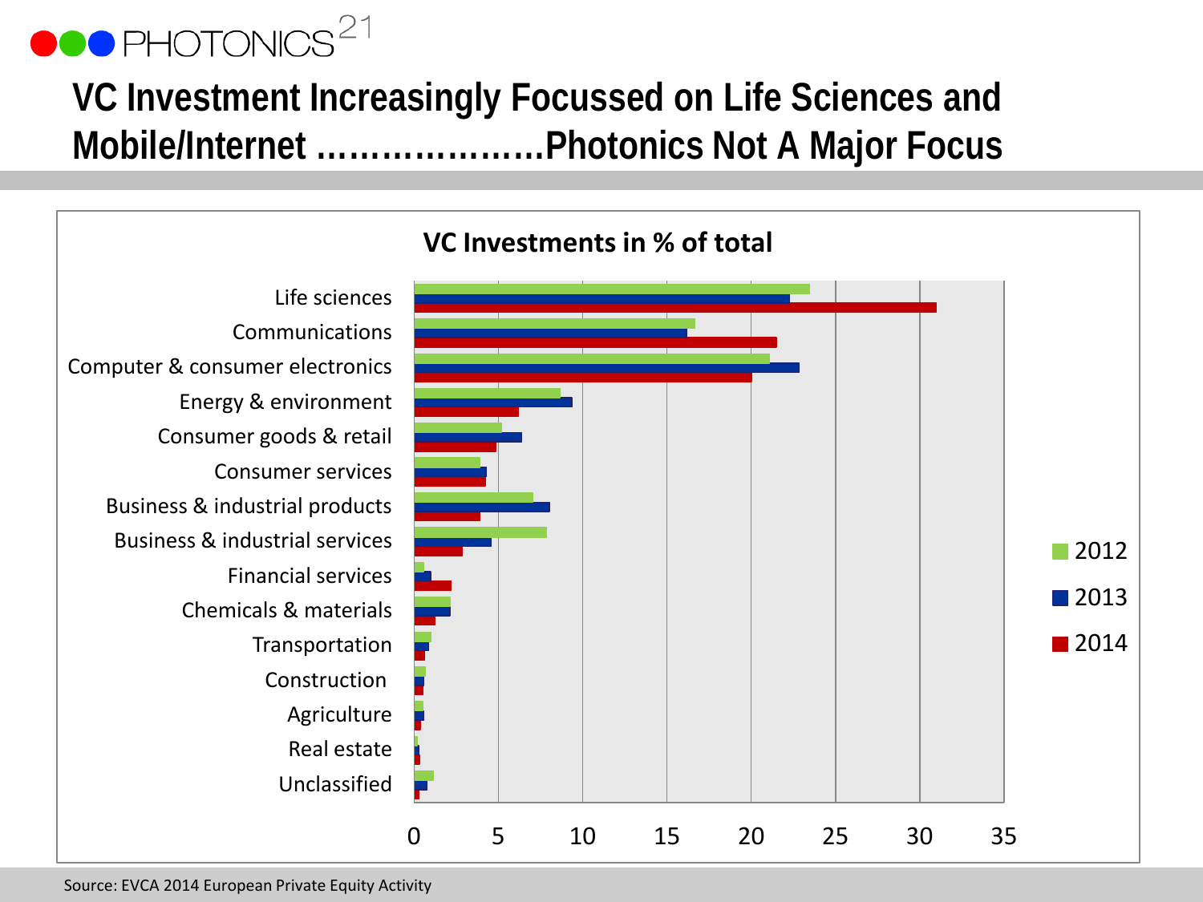# VC Investment Increasingly Focussed on Life Sciences and Mobile/Internet …………………Photonics Not A Major Focus

**VC Investments in % of total**

| Sector | 2012 | 2013 | 2014 |
|---|---|---|---|
| Life sciences | | | |
| Communications | | | |
| Computer & consumer electronics | | | |
| Energy & environment | | | |
| Consumer goods & retail | | | |
| Consumer services | | | |
| Business & industrial products | | | |
| Business & industrial services | | | |
| Financial services | | | |
| Chemicals & materials | | | |
| Transportation | | | |
| Construction | | | |
| Agriculture | | | |
| Real estate | | | |
| Unclassified | | | |

Axis: 0, 5, 10, 15, 20, 25, 30, 35

Source: EVCA 2014 European Private Equity Activity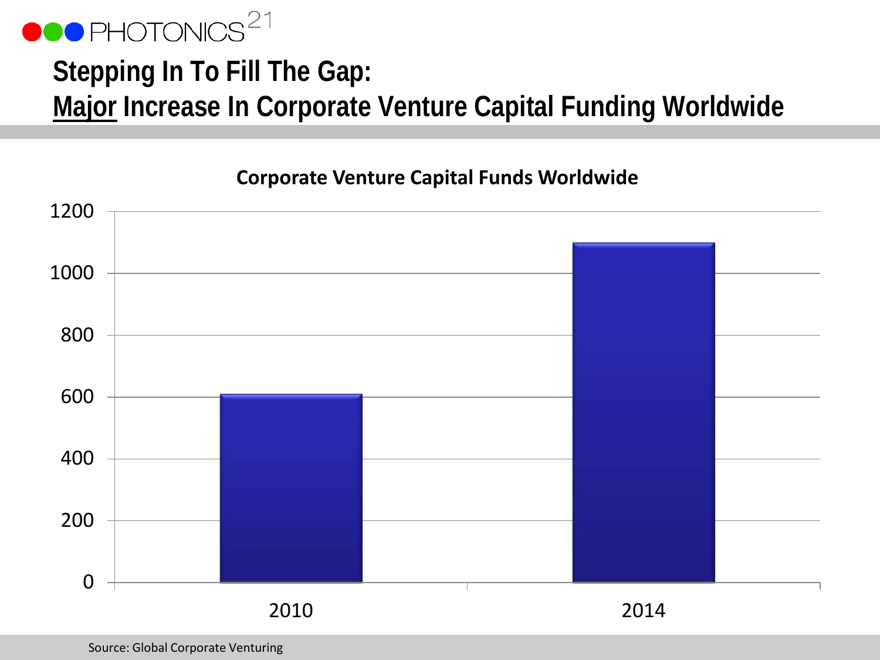## Stepping In To Fill The Gap:
## Major Increase In Corporate Venture Capital Funding Worldwide

**Corporate Venture Capital Funds Worldwide**

| Year | Funds |
| --- | --- |
| 2010 | ~610 |
| 2014 | ~1100 |

Source: Global Corporate Venturing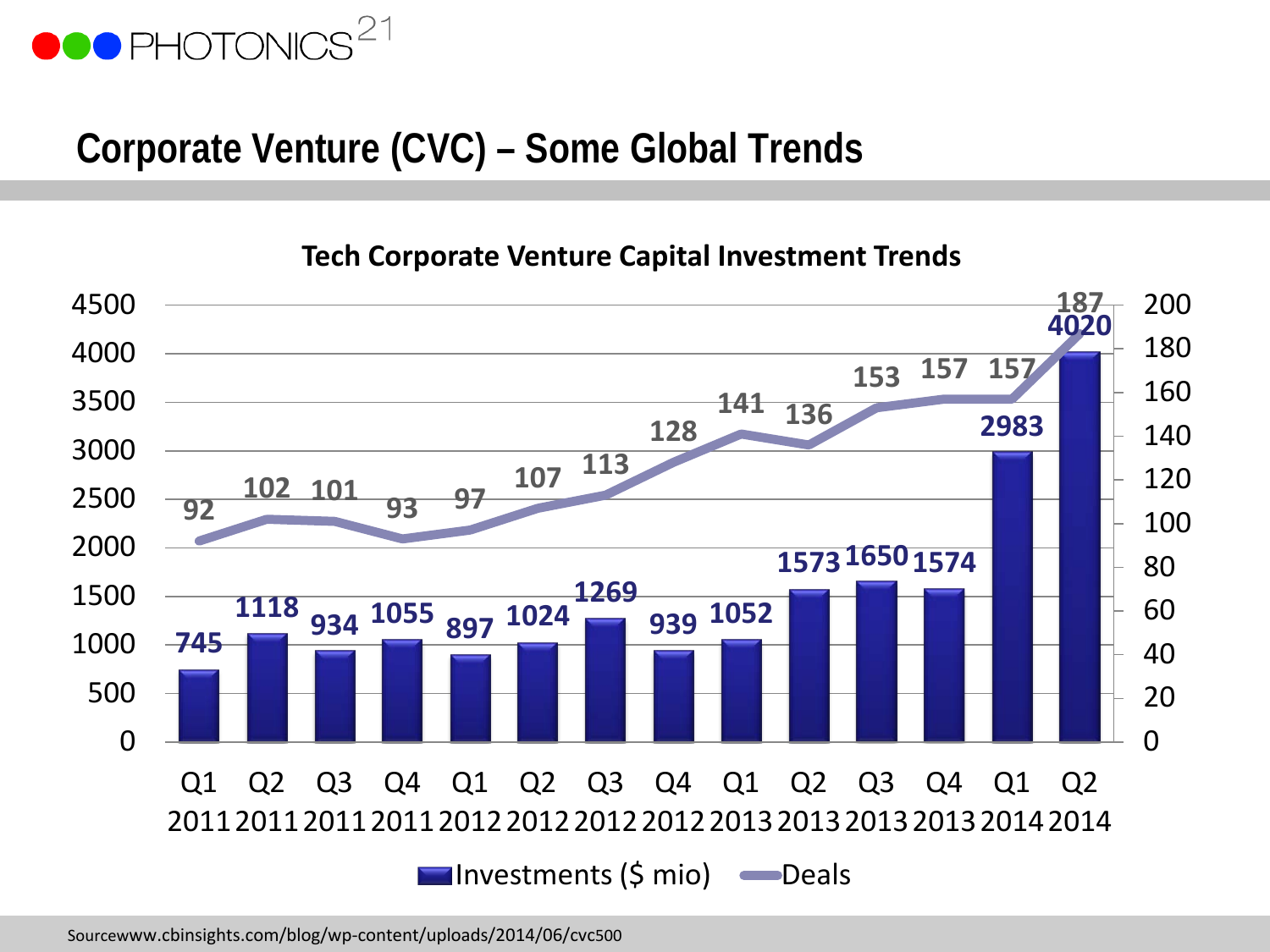# Corporate Venture (CVC) – Some Global Trends

**Tech Corporate Venture Capital Investment Trends**

| Quarter | Investments ($ mio) | Deals |
|---|---|---|
| Q1 2011 | 745 | 92 |
| Q2 2011 | 1118 | 102 |
| Q3 2011 | 934 | 101 |
| Q4 2011 | 1055 | 93 |
| Q1 2012 | 897 | 97 |
| Q2 2012 | 1024 | 107 |
| Q3 2012 | 1269 | 113 |
| Q4 2012 | 939 | 128 |
| Q1 2013 | 1052 | 141 |
| Q2 2013 | 1573 | 136 |
| Q3 2013 | 1650 | 153 |
| Q4 2013 | 1574 | 157 |
| Q1 2014 | 2983 | 157 |
| Q2 2014 | 4020 | 187 |

Sourcewww.cbinsights.com/blog/wp-content/uploads/2014/06/cvc500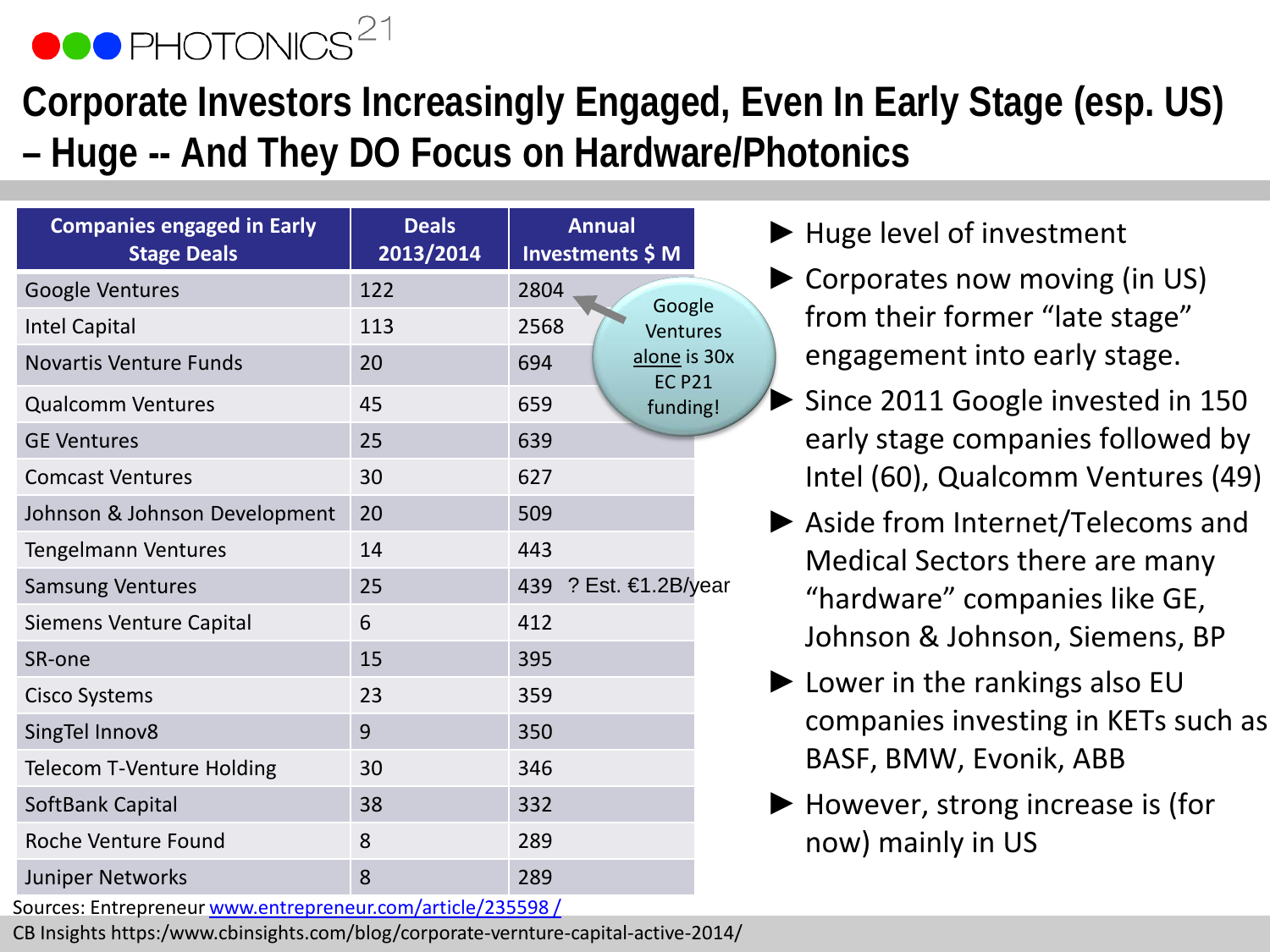# Corporate Investors Increasingly Engaged, Even In Early Stage (esp. US) – Huge -- And They DO Focus on Hardware/Photonics

| Companies engaged in Early Stage Deals | Deals 2013/2014 | Annual Investments $ M |
|---|---|---|
| Google Ventures | 122 | 2804 |
| Intel Capital | 113 | 2568 |
| Novartis Venture Funds | 20 | 694 |
| Qualcomm Ventures | 45 | 659 |
| GE Ventures | 25 | 639 |
| Comcast Ventures | 30 | 627 |
| Johnson & Johnson Development | 20 | 509 |
| Tengelmann Ventures | 14 | 443 |
| Samsung Ventures | 25 | 439 ? Est. €1.2B/year |
| Siemens Venture Capital | 6 | 412 |
| SR-one | 15 | 395 |
| Cisco Systems | 23 | 359 |
| SingTel Innov8 | 9 | 350 |
| Telecom T-Venture Holding | 30 | 346 |
| SoftBank Capital | 38 | 332 |
| Roche Venture Found | 8 | 289 |
| Juniper Networks | 8 | 289 |

Google Ventures alone is 30x EC P21 funding!

Sources: Entrepreneur www.entrepreneur.com/article/235598 /
CB Insights https:/www.cbinsights.com/blog/corporate-vernture-capital-active-2014/

- Huge level of investment
- Corporates now moving (in US) from their former "late stage" engagement into early stage.
- Since 2011 Google invested in 150 early stage companies followed by Intel (60), Qualcomm Ventures (49)
- Aside from Internet/Telecoms and Medical Sectors there are many "hardware" companies like GE, Johnson & Johnson, Siemens, BP
- Lower in the rankings also EU companies investing in KETs such as BASF, BMW, Evonik, ABB
- However, strong increase is (for now) mainly in US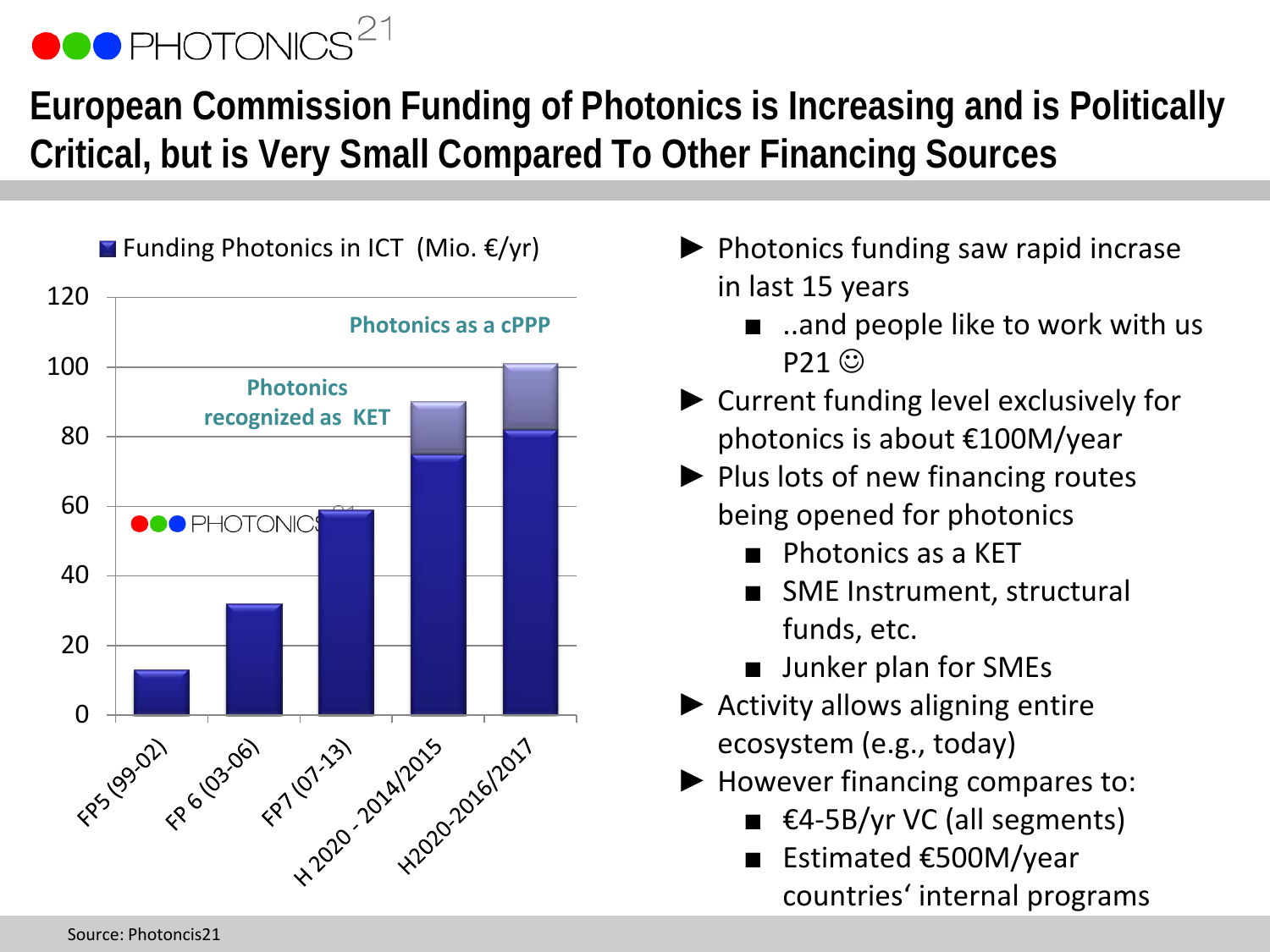# European Commission Funding of Photonics is Increasing and is Politically Critical, but is Very Small Compared To Other Financing Sources

Funding Photonics in ICT (Mio. €/yr)

| Period | Funding (Mio. €/yr) |
|---|---|
| FP5 (99-02) | ~13 |
| FP 6 (03-06) | ~32 |
| FP7 (07-13) | ~59 |
| H 2020 - 2014/2015 | ~75 (~90 total) |
| H2020-2016/2017 | ~82 (~101 total) |

Photonics recognized as KET

Photonics as a cPPP

- Photonics funding saw rapid incrase in last 15 years
  - ..and people like to work with us P21 ☺
- Current funding level exclusively for photonics is about €100M/year
- Plus lots of new financing routes being opened for photonics
  - Photonics as a KET
  - SME Instrument, structural funds, etc.
  - Junker plan for SMEs
- Activity allows aligning entire ecosystem (e.g., today)
- However financing compares to:
  - €4-5B/yr VC (all segments)
  - Estimated €500M/year countries' internal programs

Source: Photoncis21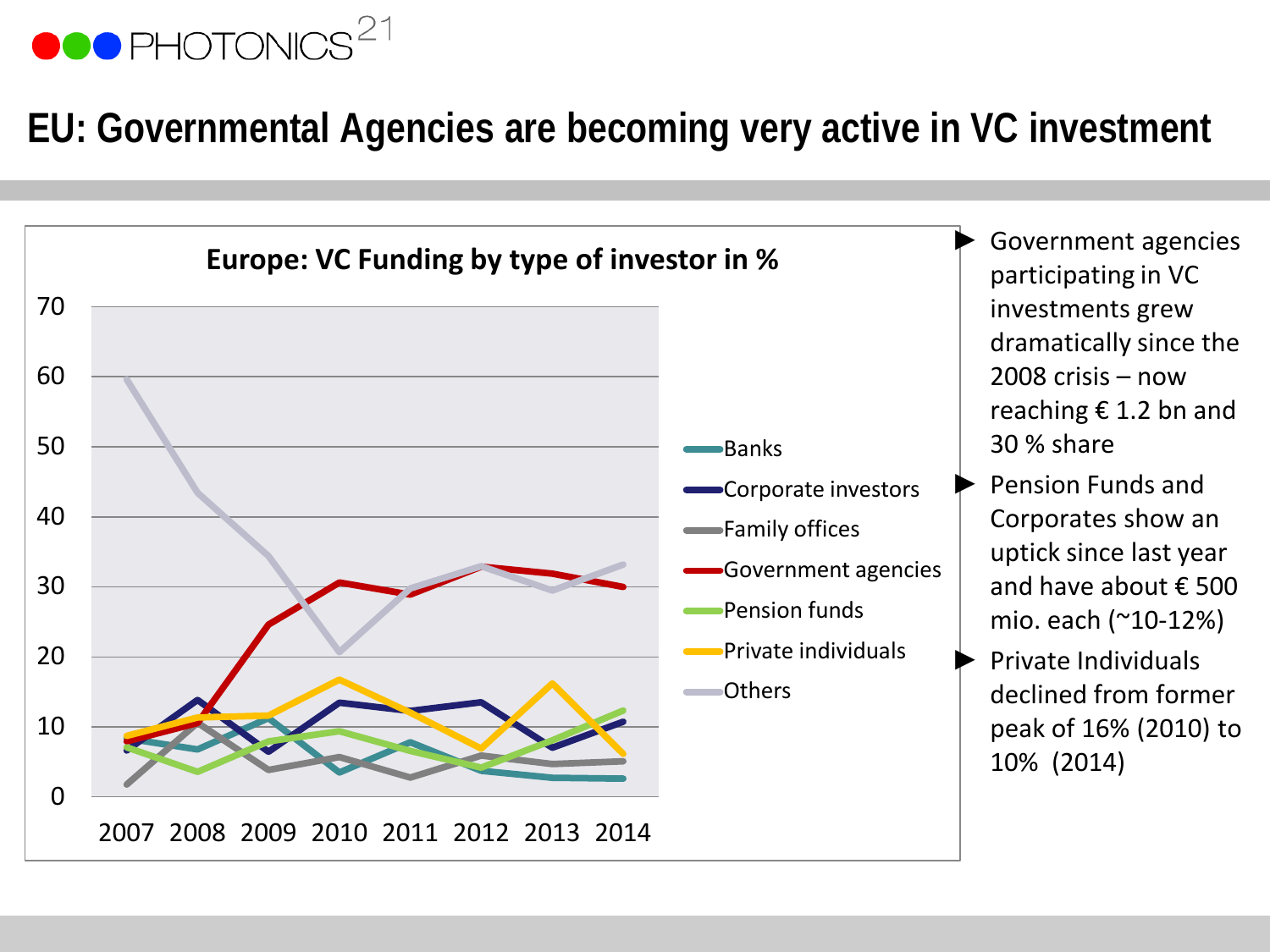# EU: Governmental Agencies are becoming very active in VC investment

**Europe: VC Funding by type of investor in %**

- Government agencies participating in VC investments grew dramatically since the 2008 crisis – now reaching € 1.2 bn and 30 % share
- Pension Funds and Corporates show an uptick since last year and have about € 500 mio. each (~10-12%)
- Private Individuals declined from former peak of 16% (2010) to 10% (2014)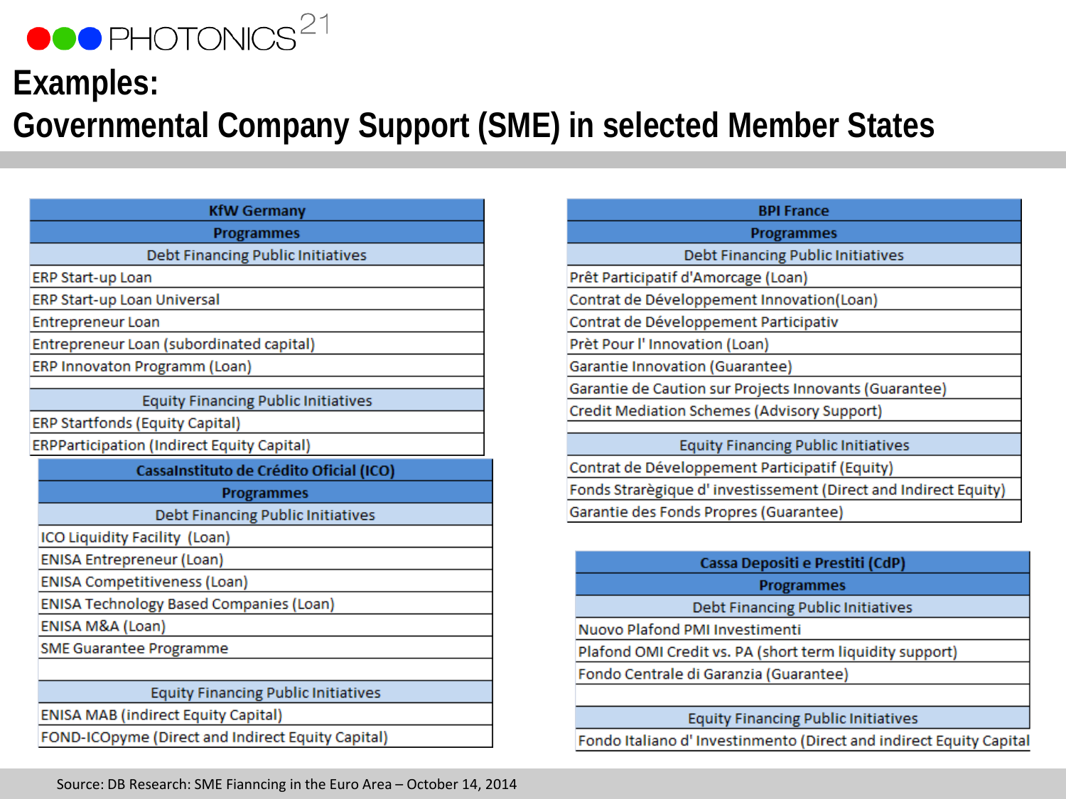# Examples:
# Governmental Company Support (SME) in selected Member States

| KfW Germany |
|---|
| **Programmes** |
| Debt Financing Public Initiatives |
| ERP Start-up Loan |
| ERP Start-up Loan Universal |
| Entrepreneur Loan |
| Entrepreneur Loan (subordinated capital) |
| ERP Innovaton Programm (Loan) |
| |
| Equity Financing Public Initiatives |
| ERP Startfonds (Equity Capital) |
| ERPParticipation (Indirect Equity Capital) |

| CassaInstituto de Crédito Oficial (ICO) |
|---|
| **Programmes** |
| Debt Financing Public Initiatives |
| ICO Liquidity Facility (Loan) |
| ENISA Entrepreneur (Loan) |
| ENISA Competitiveness (Loan) |
| ENISA Technology Based Companies (Loan) |
| ENISA M&A (Loan) |
| SME Guarantee Programme |
| |
| Equity Financing Public Initiatives |
| ENISA MAB (indirect Equity Capital) |
| FOND-ICOpyme (Direct and Indirect Equity Capital) |

| BPI France |
|---|
| **Programmes** |
| Debt Financing Public Initiatives |
| Prêt Participatif d'Amorcage (Loan) |
| Contrat de Développement Innovation(Loan) |
| Contrat de Développement Participativ |
| Prèt Pour l' Innovation (Loan) |
| Garantie Innovation (Guarantee) |
| Garantie de Caution sur Projects Innovants (Guarantee) |
| Credit Mediation Schemes (Advisory Support) |
| |
| Equity Financing Public Initiatives |
| Contrat de Développement Participatif (Equity) |
| Fonds Strarègique d' investissement (Direct and Indirect Equity) |
| Garantie des Fonds Propres (Guarantee) |

| Cassa Depositi e Prestiti (CdP) |
|---|
| **Programmes** |
| Debt Financing Public Initiatives |
| Nuovo Plafond PMI Investimenti |
| Plafond OMI Credit vs. PA (short term liquidity support) |
| Fondo Centrale di Garanzia (Guarantee) |
| |
| Equity Financing Public Initiatives |
| Fondo Italiano d' Investinmento (Direct and indirect Equity Capital |

Source: DB Research: SME Fiancncing in the Euro Area – October 14, 2014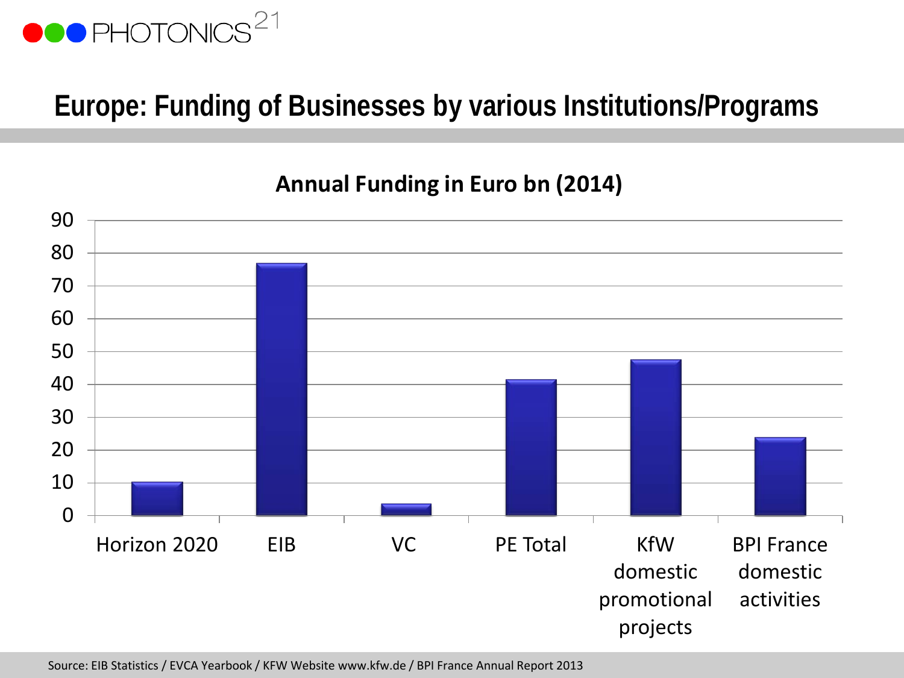## Europe: Funding of Businesses by various Institutions/Programs

**Annual Funding in Euro bn (2014)**

| Institution/Program | Annual Funding (Euro bn) |
|---|---|
| Horizon 2020 | ~10 |
| EIB | ~77 |
| VC | ~3.5 |
| PE Total | ~41 |
| KfW domestic promotional projects | ~47 |
| BPI France domestic activities | ~24 |

Source: EIB Statistics / EVCA Yearbook / KFW Website www.kfw.de / BPI France Annual Report 2013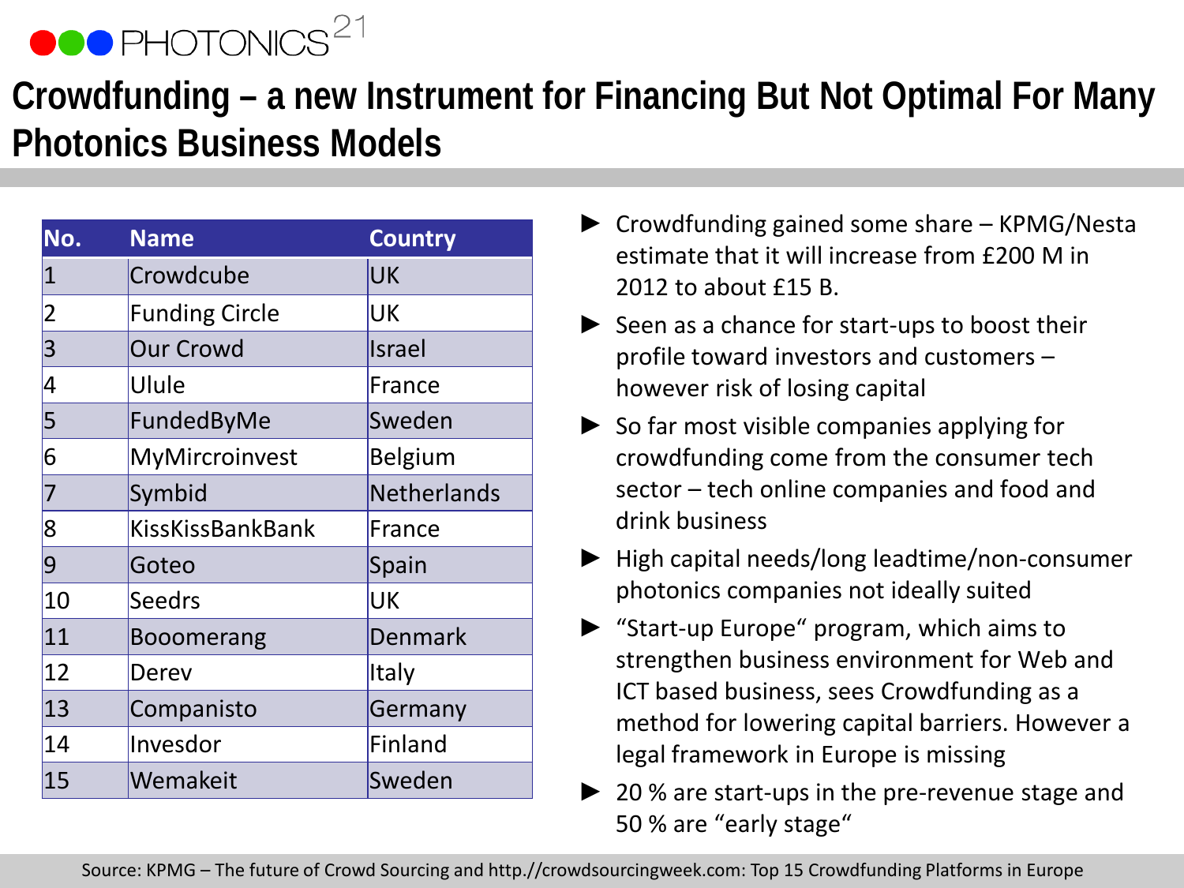# Crowdfunding – a new Instrument for Financing But Not Optimal For Many Photonics Business Models

| No. | Name | Country |
|---|---|---|
| 1 | Crowdcube | UK |
| 2 | Funding Circle | UK |
| 3 | Our Crowd | Israel |
| 4 | Ulule | France |
| 5 | FundedByMe | Sweden |
| 6 | MyMircroinvest | Belgium |
| 7 | Symbid | Netherlands |
| 8 | KissKissBankBank | France |
| 9 | Goteo | Spain |
| 10 | Seedrs | UK |
| 11 | Booomerang | Denmark |
| 12 | Derev | Italy |
| 13 | Companisto | Germany |
| 14 | Invesdor | Finland |
| 15 | Wemakeit | Sweden |

- Crowdfunding gained some share – KPMG/Nesta estimate that it will increase from £200 M in 2012 to about £15 B.
- Seen as a chance for start-ups to boost their profile toward investors and customers – however risk of losing capital
- So far most visible companies applying for crowdfunding come from the consumer tech sector – tech online companies and food and drink business
- High capital needs/long leadtime/non-consumer photonics companies not ideally suited
- "Start-up Europe" program, which aims to strengthen business environment for Web and ICT based business, sees Crowdfunding as a method for lowering capital barriers. However a legal framework in Europe is missing
- 20 % are start-ups in the pre-revenue stage and 50 % are "early stage"

Source: KPMG – The future of Crowd Sourcing and http.//crowdsourcingweek.com: Top 15 Crowdfunding Platforms in Europe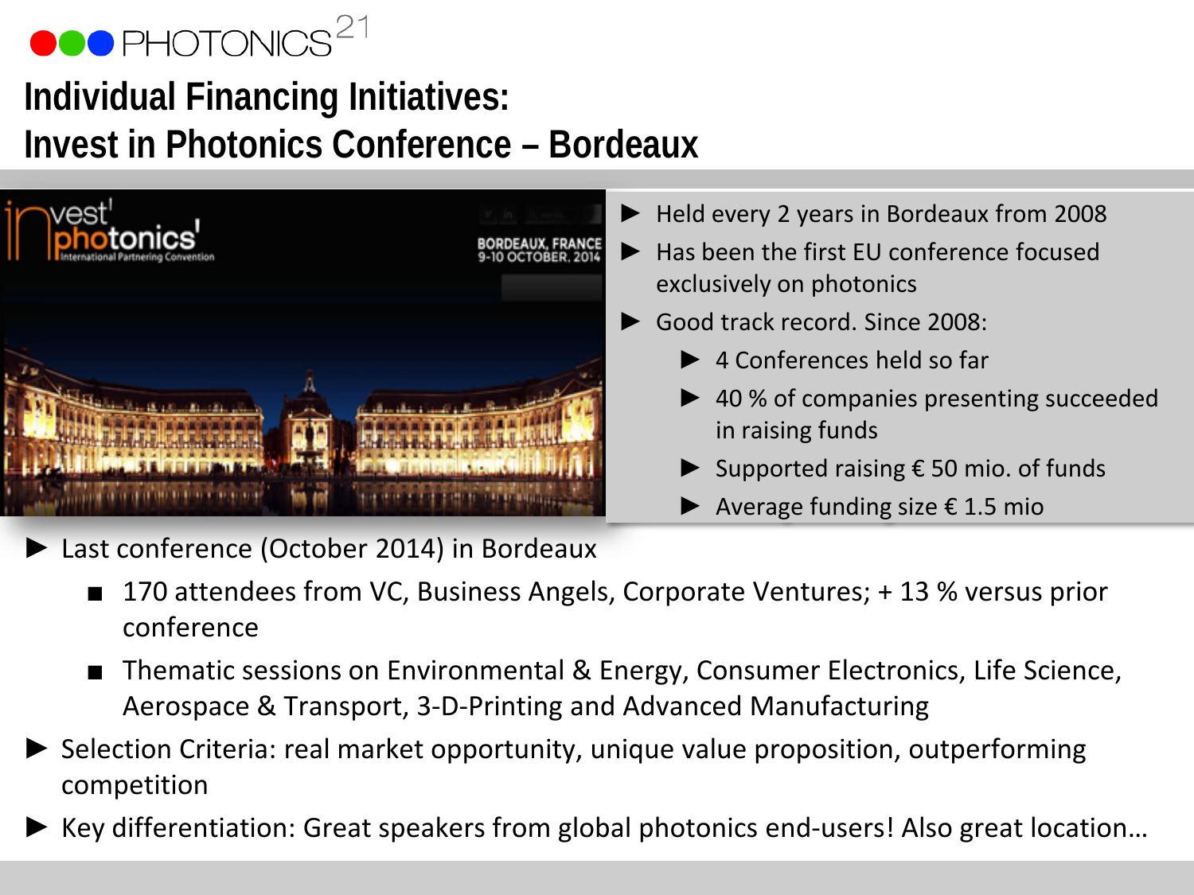# Individual Financing Initiatives: Invest in Photonics Conference – Bordeaux

- Held every 2 years in Bordeaux from 2008
- Has been the first EU conference focused exclusively on photonics
- Good track record. Since 2008:
  - 4 Conferences held so far
  - 40 % of companies presenting succeeded in raising funds
  - Supported raising € 50 mio. of funds
  - Average funding size € 1.5 mio

- Last conference (October 2014) in Bordeaux
  - 170 attendees from VC, Business Angels, Corporate Ventures; + 13 % versus prior conference
  - Thematic sessions on Environmental & Energy, Consumer Electronics, Life Science, Aerospace & Transport, 3-D-Printing and Advanced Manufacturing
- Selection Criteria: real market opportunity, unique value proposition, outperforming competition
- Key differentiation: Great speakers from global photonics end-users! Also great location…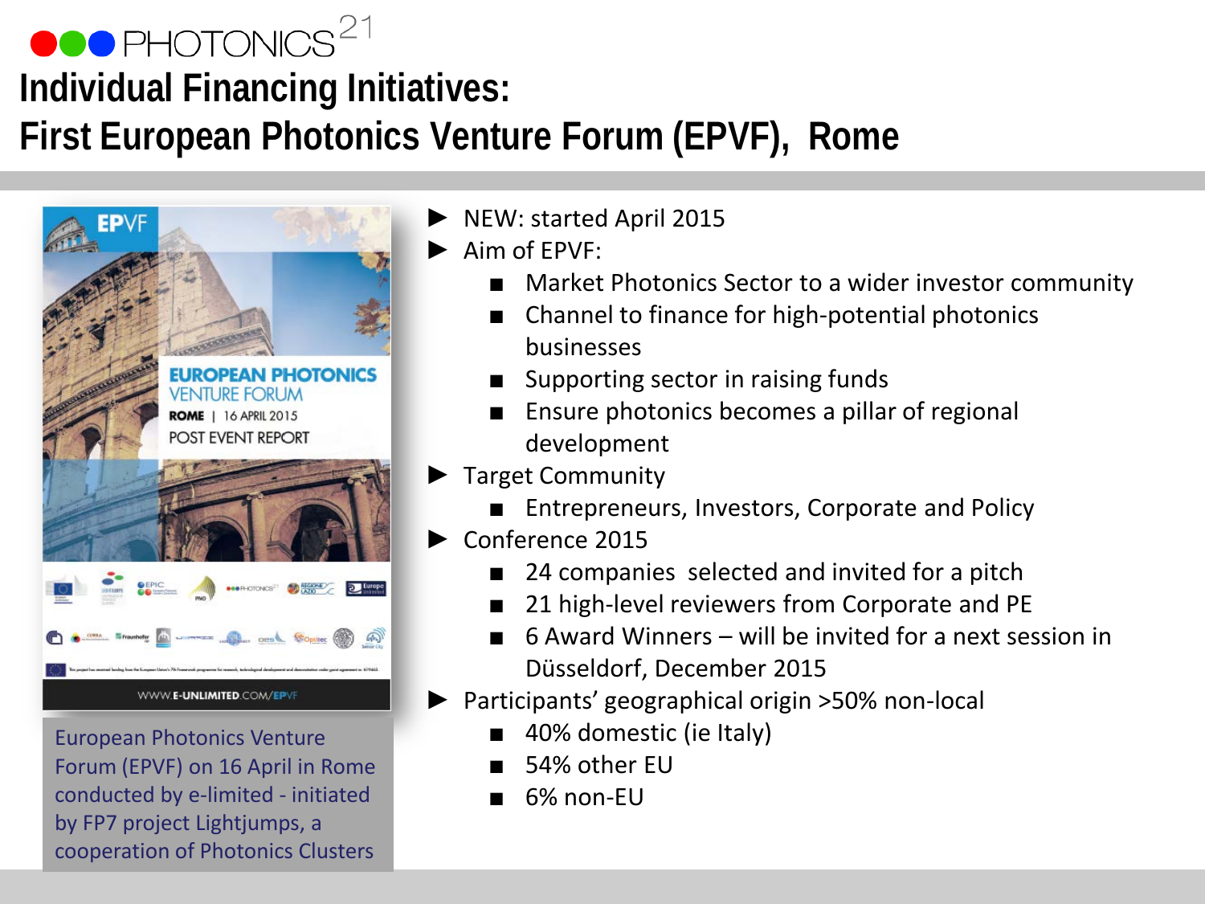# Individual Financing Initiatives: First European Photonics Venture Forum (EPVF), Rome

- NEW: started April 2015
- Aim of EPVF:
  - Market Photonics Sector to a wider investor community
  - Channel to finance for high-potential photonics businesses
  - Supporting sector in raising funds
  - Ensure photonics becomes a pillar of regional development
- Target Community
  - Entrepreneurs, Investors, Corporate and Policy
- Conference 2015
  - 24 companies selected and invited for a pitch
  - 21 high-level reviewers from Corporate and PE
  - 6 Award Winners – will be invited for a next session in Düsseldorf, December 2015
- Participants' geographical origin >50% non-local
  - 40% domestic (ie Italy)
  - 54% other EU
  - 6% non-EU

European Photonics Venture Forum (EPVF) on 16 April in Rome conducted by e-limited - initiated by FP7 project Lightjumps, a cooperation of Photonics Clusters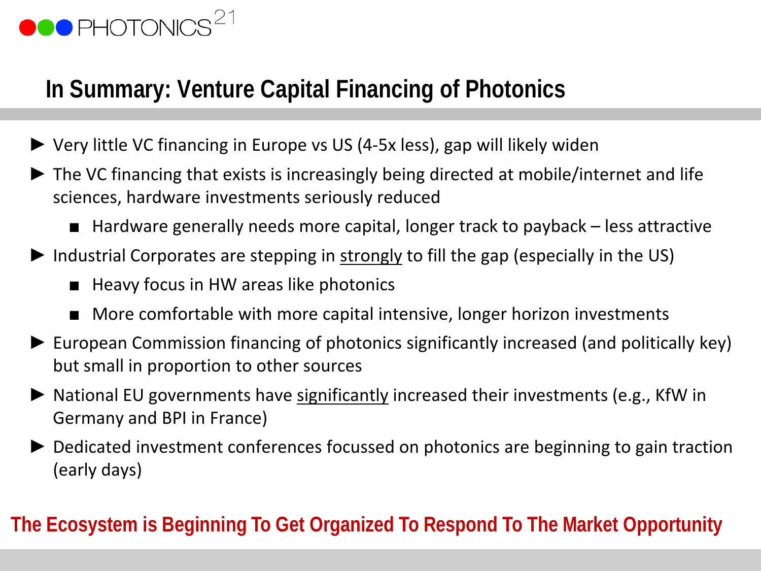# In Summary: Venture Capital Financing of Photonics

- Very little VC financing in Europe vs US (4-5x less), gap will likely widen
- The VC financing that exists is increasingly being directed at mobile/internet and life sciences, hardware investments seriously reduced
  - Hardware generally needs more capital, longer track to payback – less attractive
- Industrial Corporates are stepping in <u>strongly</u> to fill the gap (especially in the US)
  - Heavy focus in HW areas like photonics
  - More comfortable with more capital intensive, longer horizon investments
- European Commission financing of photonics significantly increased (and politically key) but small in proportion to other sources
- National EU governments have <u>significantly</u> increased their investments (e.g., KfW in Germany and BPI in France)
- Dedicated investment conferences focussed on photonics are beginning to gain traction (early days)

**The Ecosystem is Beginning To Get Organized To Respond To The Market Opportunity**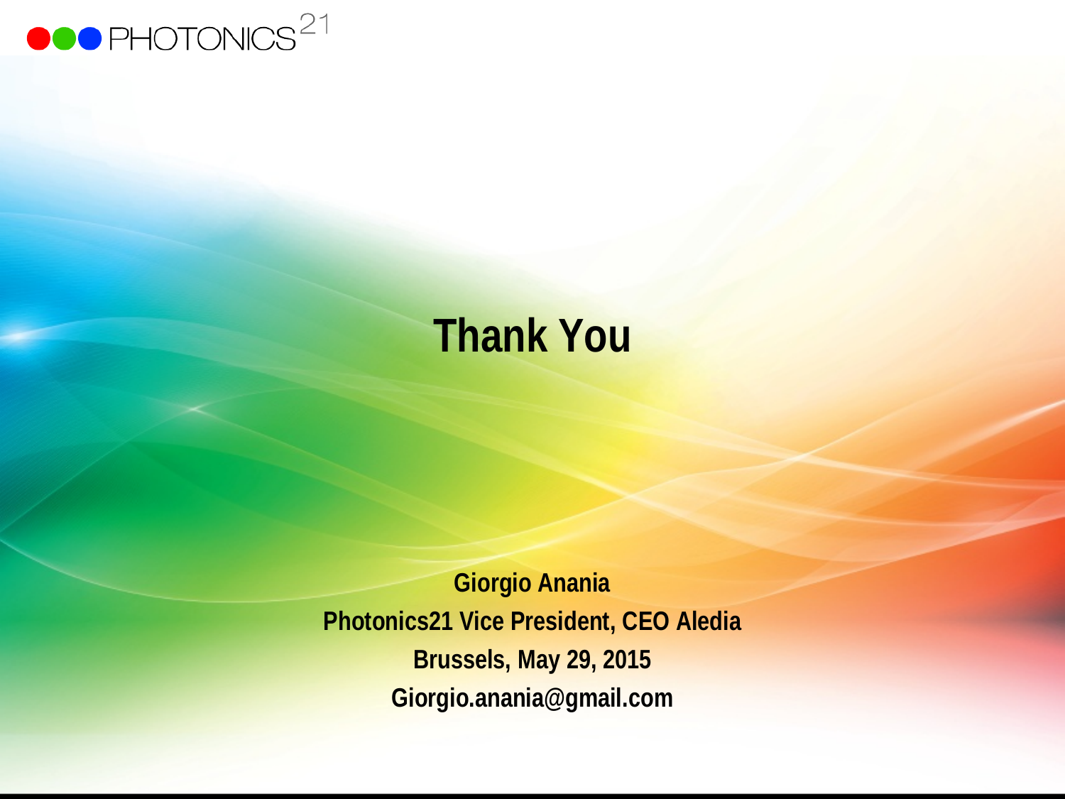# Thank You

**Giorgio Anania**

**Photonics21 Vice President, CEO Aledia**

**Brussels, May 29, 2015**

**Giorgio.anania@gmail.com**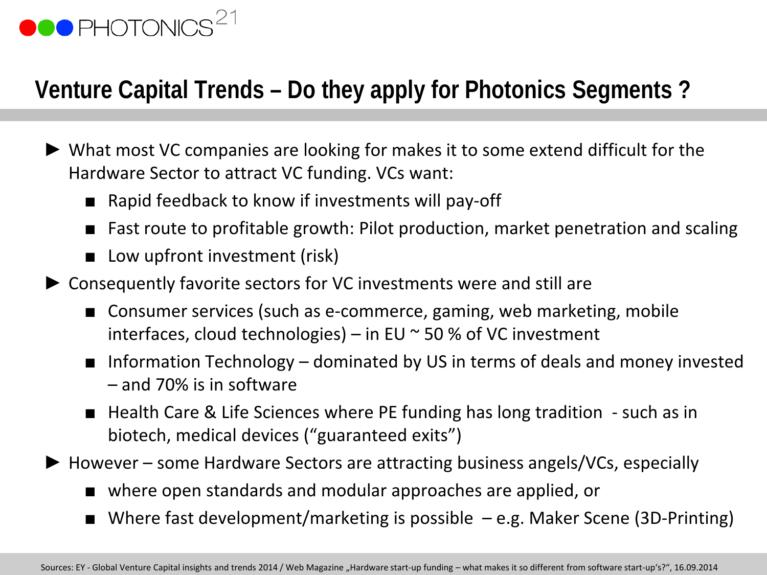## Venture Capital Trends – Do they apply for Photonics Segments ?

- What most VC companies are looking for makes it to some extend difficult for the Hardware Sector to attract VC funding. VCs want:
  - Rapid feedback to know if investments will pay-off
  - Fast route to profitable growth: Pilot production, market penetration and scaling
  - Low upfront investment (risk)
- Consequently favorite sectors for VC investments were and still are
  - Consumer services (such as e-commerce, gaming, web marketing, mobile interfaces, cloud technologies) – in EU ~ 50 % of VC investment
  - Information Technology – dominated by US in terms of deals and money invested – and 70% is in software
  - Health Care & Life Sciences where PE funding has long tradition - such as in biotech, medical devices ("guaranteed exits")
- However – some Hardware Sectors are attracting business angels/VCs, especially
  - where open standards and modular approaches are applied, or
  - Where fast development/marketing is possible – e.g. Maker Scene (3D-Printing)

Sources: EY - Global Venture Capital insights and trends 2014 / Web Magazine „Hardware start-up funding – what makes it so different from software start-up's?", 16.09.2014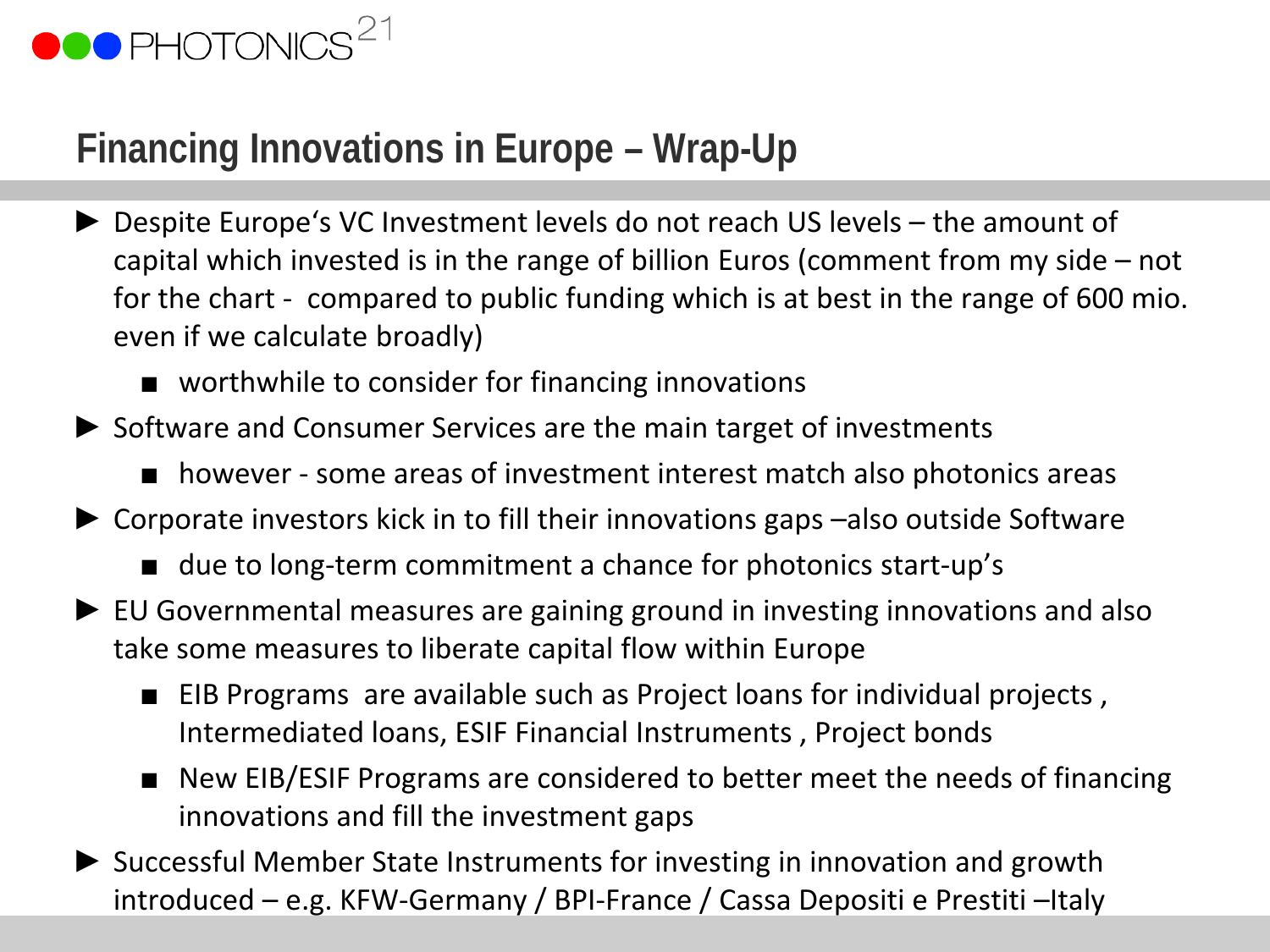# Financing Innovations in Europe – Wrap-Up

- Despite Europe's VC Investment levels do not reach US levels – the amount of capital which invested is in the range of billion Euros (comment from my side – not for the chart - compared to public funding which is at best in the range of 600 mio. even if we calculate broadly)
  - worthwhile to consider for financing innovations
- Software and Consumer Services are the main target of investments
  - however - some areas of investment interest match also photonics areas
- Corporate investors kick in to fill their innovations gaps –also outside Software
  - due to long-term commitment a chance for photonics start-up's
- EU Governmental measures are gaining ground in investing innovations and also take some measures to liberate capital flow within Europe
  - EIB Programs are available such as Project loans for individual projects , Intermediated loans, ESIF Financial Instruments , Project bonds
  - New EIB/ESIF Programs are considered to better meet the needs of financing innovations and fill the investment gaps
- Successful Member State Instruments for investing in innovation and growth introduced – e.g. KFW-Germany / BPI-France / Cassa Depositi e Prestiti –Italy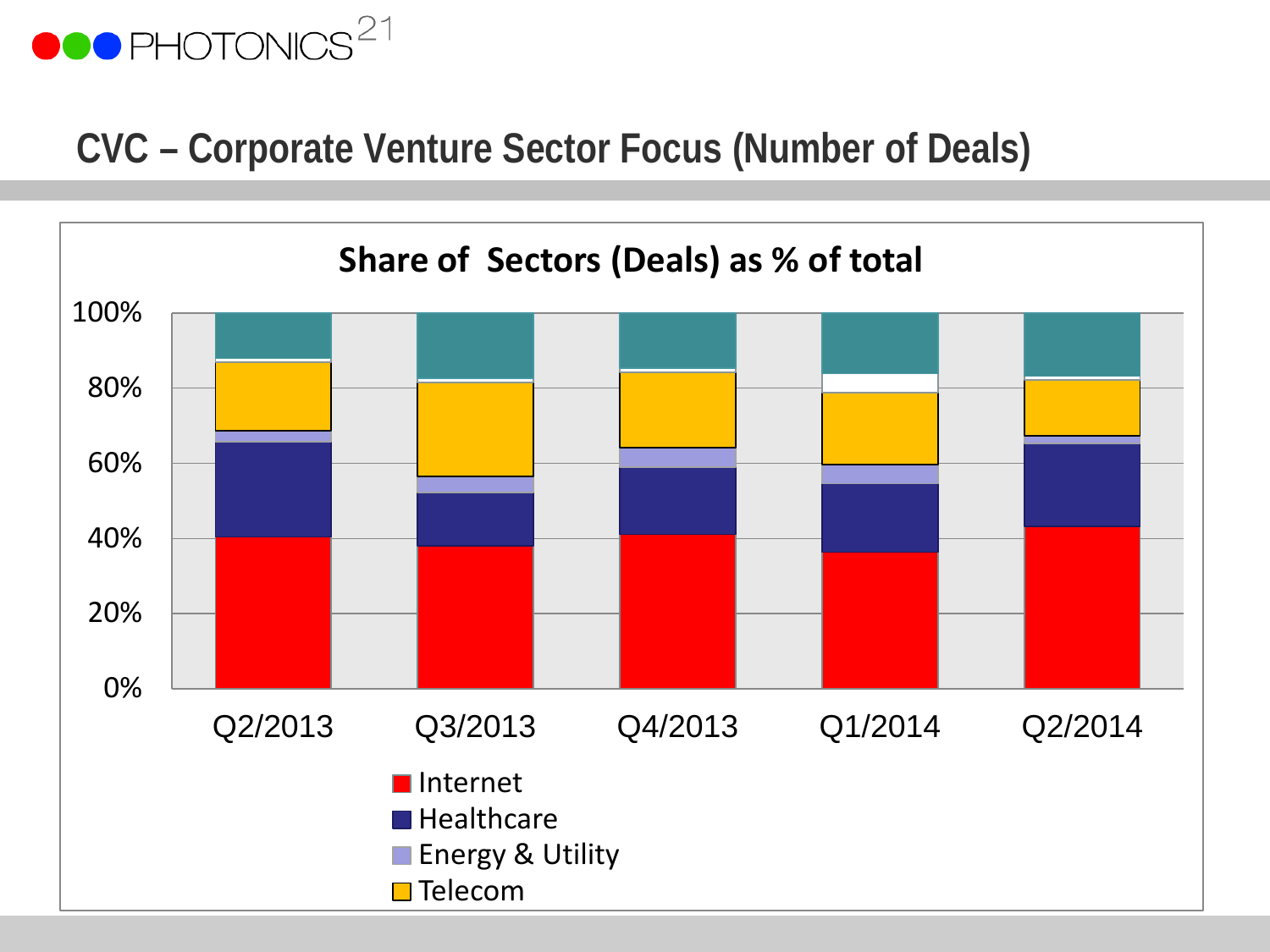# CVC – Corporate Venture Sector Focus (Number of Deals)

Share of Sectors (Deals) as % of total

100%
80%
60%
40%
20%
0%

Q2/2013 Q3/2013 Q4/2013 Q1/2014 Q2/2014

- Internet
- Healthcare
- Energy & Utility
- Telecom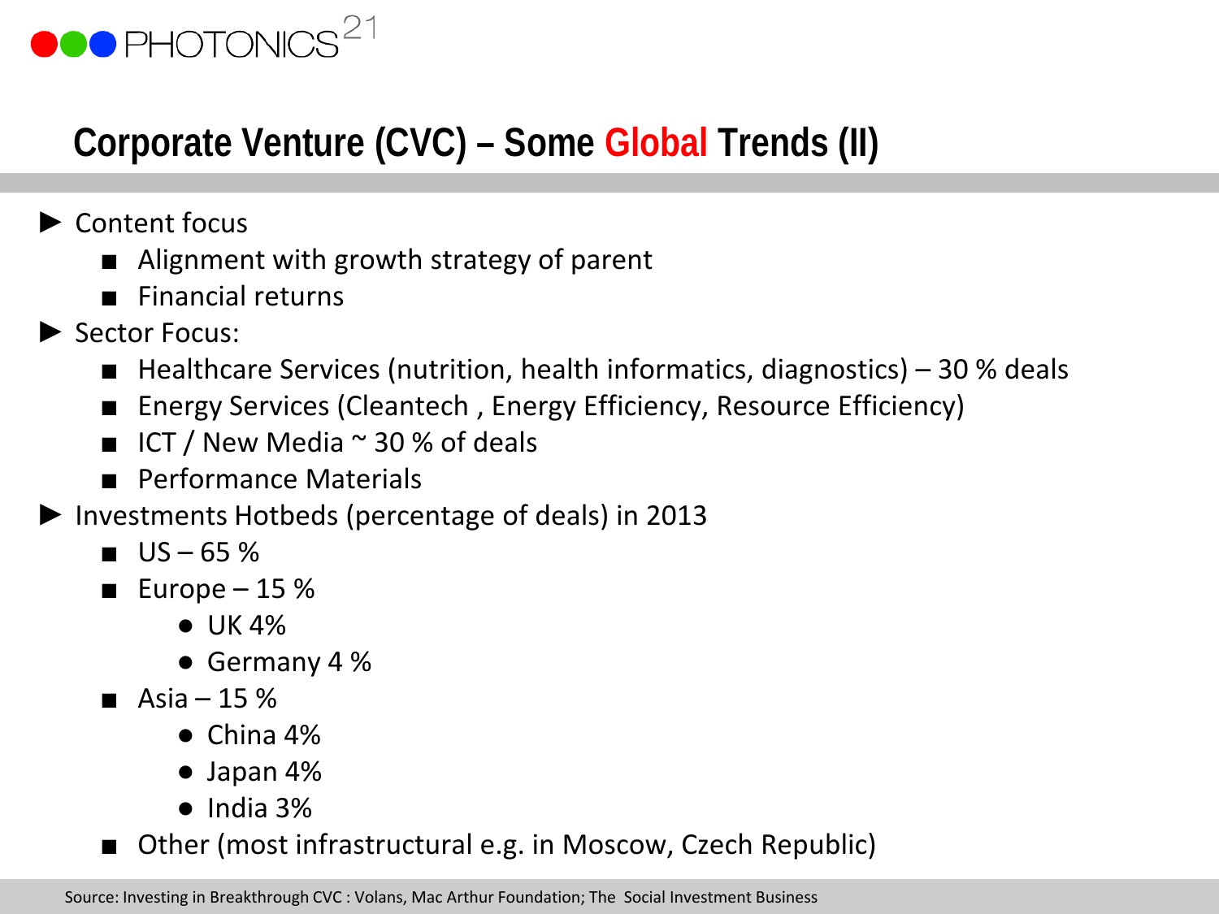# Corporate Venture (CVC) – Some Global Trends (II)

- Content focus
  - Alignment with growth strategy of parent
  - Financial returns
- Sector Focus:
  - Healthcare Services (nutrition, health informatics, diagnostics) – 30 % deals
  - Energy Services (Cleantech , Energy Efficiency, Resource Efficiency)
  - ICT / New Media ~ 30 % of deals
  - Performance Materials
- Investments Hotbeds (percentage of deals) in 2013
  - US – 65 %
  - Europe – 15 %
    - UK 4%
    - Germany 4 %
  - Asia – 15 %
    - China 4%
    - Japan 4%
    - India 3%
  - Other (most infrastructural e.g. in Moscow, Czech Republic)

Source: Investing in Breakthrough CVC : Volans, Mac Arthur Foundation; The Social Investment Business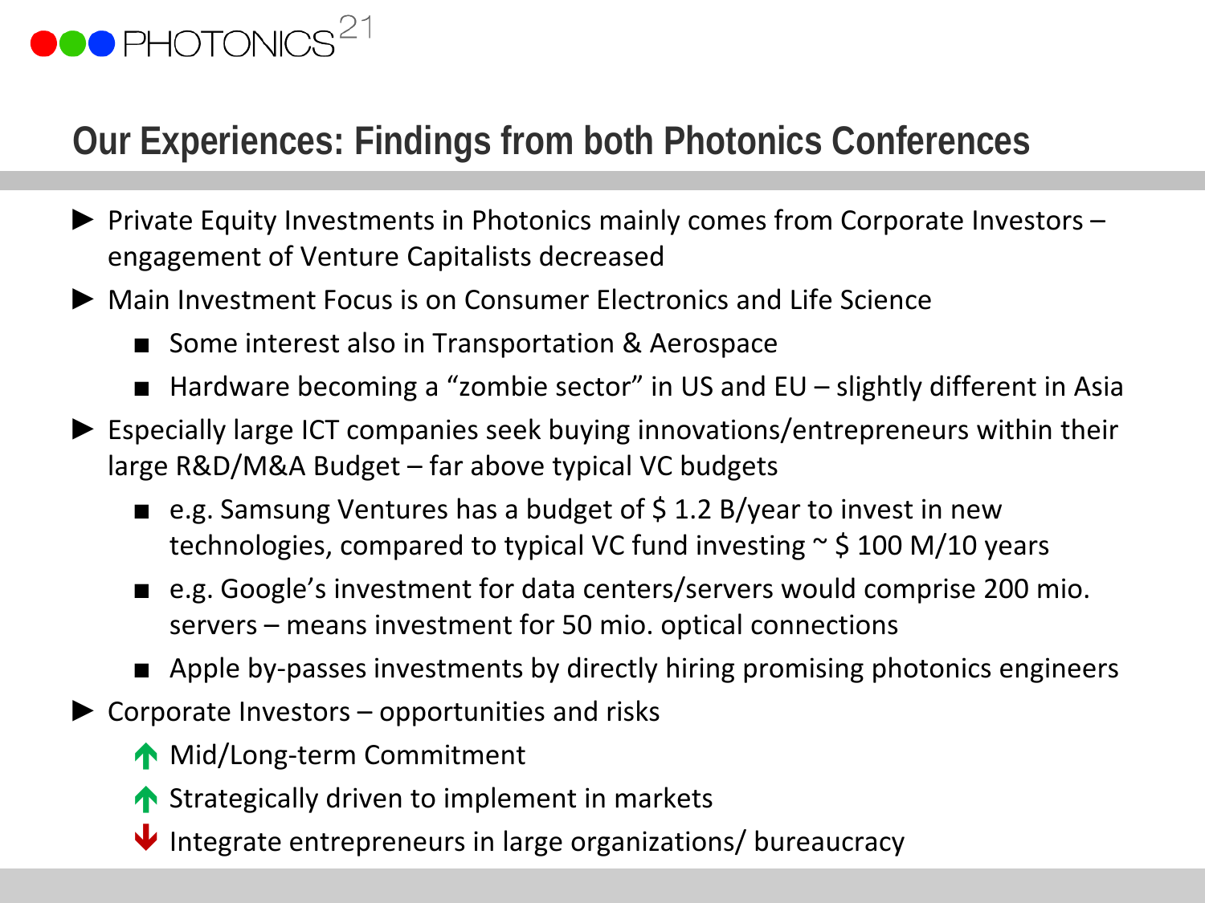# Our Experiences: Findings from both Photonics Conferences

- Private Equity Investments in Photonics mainly comes from Corporate Investors – engagement of Venture Capitalists decreased
- Main Investment Focus is on Consumer Electronics and Life Science
  - Some interest also in Transportation & Aerospace
  - Hardware becoming a "zombie sector" in US and EU – slightly different in Asia
- Especially large ICT companies seek buying innovations/entrepreneurs within their large R&D/M&A Budget – far above typical VC budgets
  - e.g. Samsung Ventures has a budget of $ 1.2 B/year to invest in new technologies, compared to typical VC fund investing ~ $ 100 M/10 years
  - e.g. Google's investment for data centers/servers would comprise 200 mio. servers – means investment for 50 mio. optical connections
  - Apple by-passes investments by directly hiring promising photonics engineers
- Corporate Investors – opportunities and risks
  - ↑ Mid/Long-term Commitment
  - ↑ Strategically driven to implement in markets
  - ↓ Integrate entrepreneurs in large organizations/ bureaucracy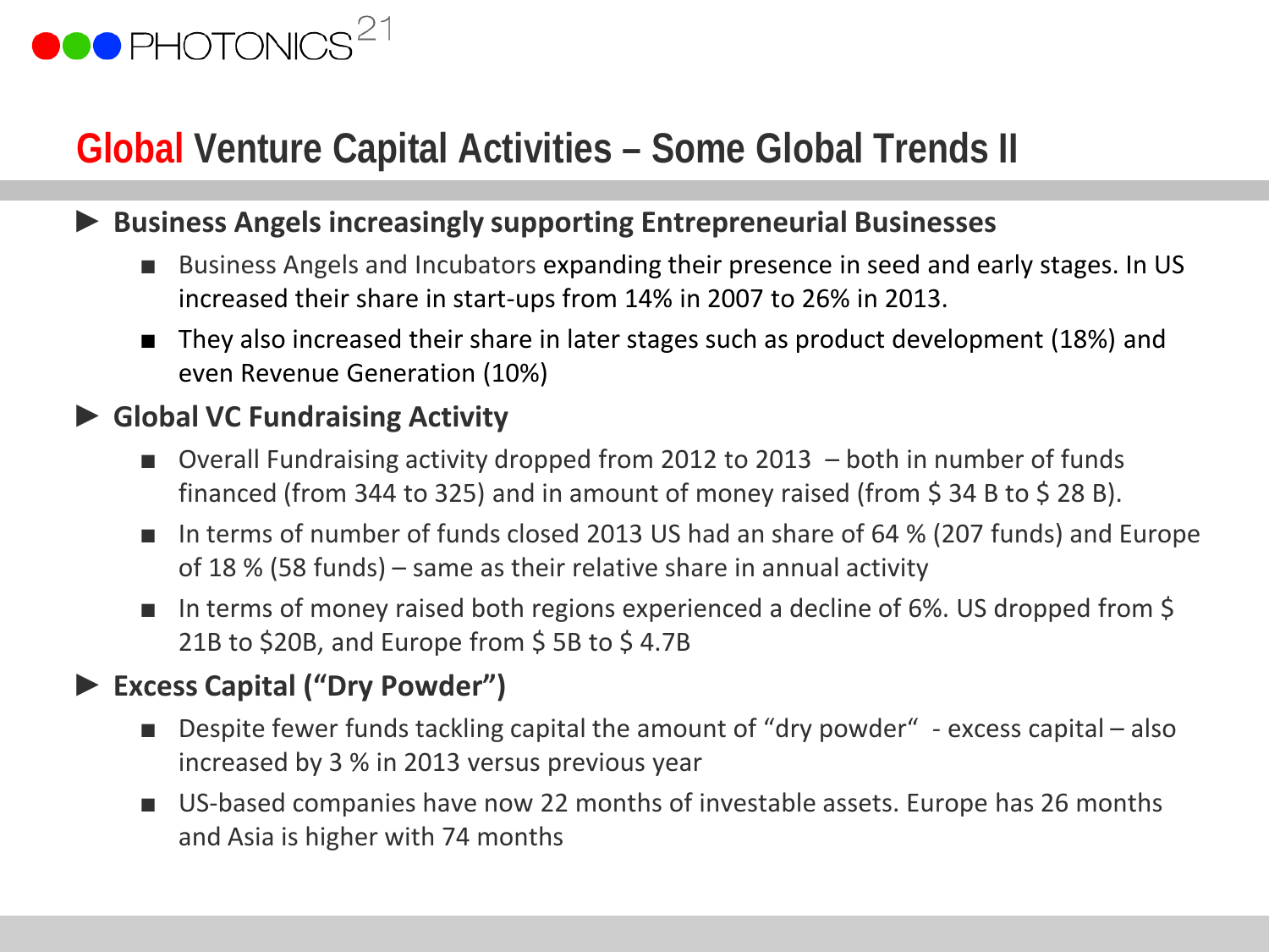# Global Venture Capital Activities – Some Global Trends II

- **Business Angels increasingly supporting Entrepreneurial Businesses**
  - Business Angels and Incubators expanding their presence in seed and early stages. In US increased their share in start-ups from 14% in 2007 to 26% in 2013.
  - They also increased their share in later stages such as product development (18%) and even Revenue Generation (10%)
- **Global VC Fundraising Activity**
  - Overall Fundraising activity dropped from 2012 to 2013 – both in number of funds financed (from 344 to 325) and in amount of money raised (from $ 34 B to $ 28 B).
  - In terms of number of funds closed 2013 US had an share of 64 % (207 funds) and Europe of 18 % (58 funds) – same as their relative share in annual activity
  - In terms of money raised both regions experienced a decline of 6%. US dropped from $ 21B to $20B, and Europe from $ 5B to $ 4.7B
- **Excess Capital ("Dry Powder")**
  - Despite fewer funds tackling capital the amount of "dry powder" - excess capital – also increased by 3 % in 2013 versus previous year
  - US-based companies have now 22 months of investable assets. Europe has 26 months and Asia is higher with 74 months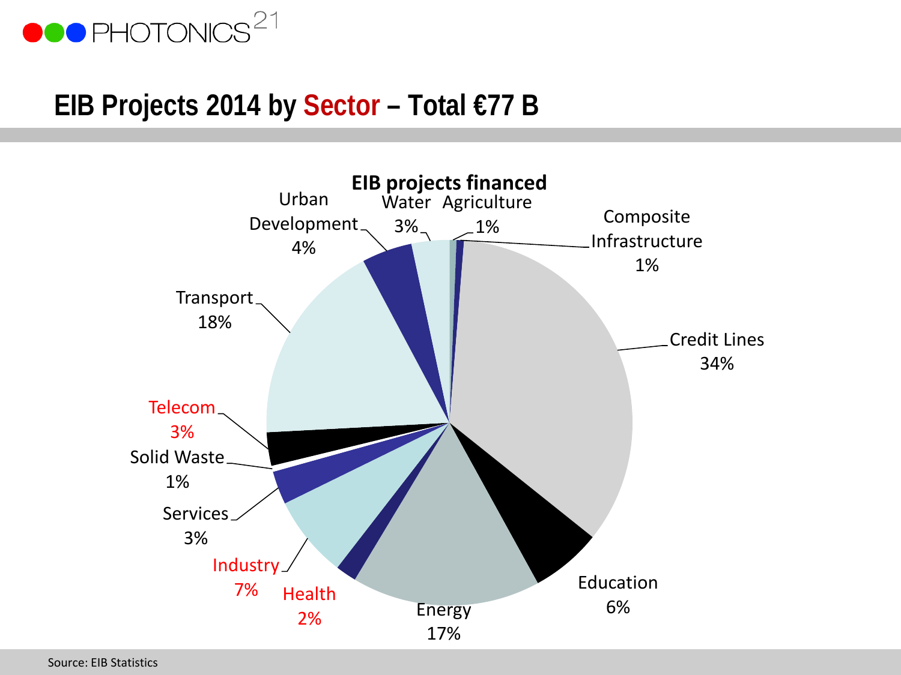# EIB Projects 2014 by Sector – Total €77 B

**EIB projects financed**

| Sector | Share |
|---|---|
| Water | 3% |
| Agriculture | 1% |
| Composite Infrastructure | 1% |
| Credit Lines | 34% |
| Education | 6% |
| Energy | 17% |
| Health | 2% |
| Industry | 7% |
| Services | 3% |
| Solid Waste | 1% |
| Telecom | 3% |
| Transport | 18% |
| Urban Development | 4% |

Source: EIB Statistics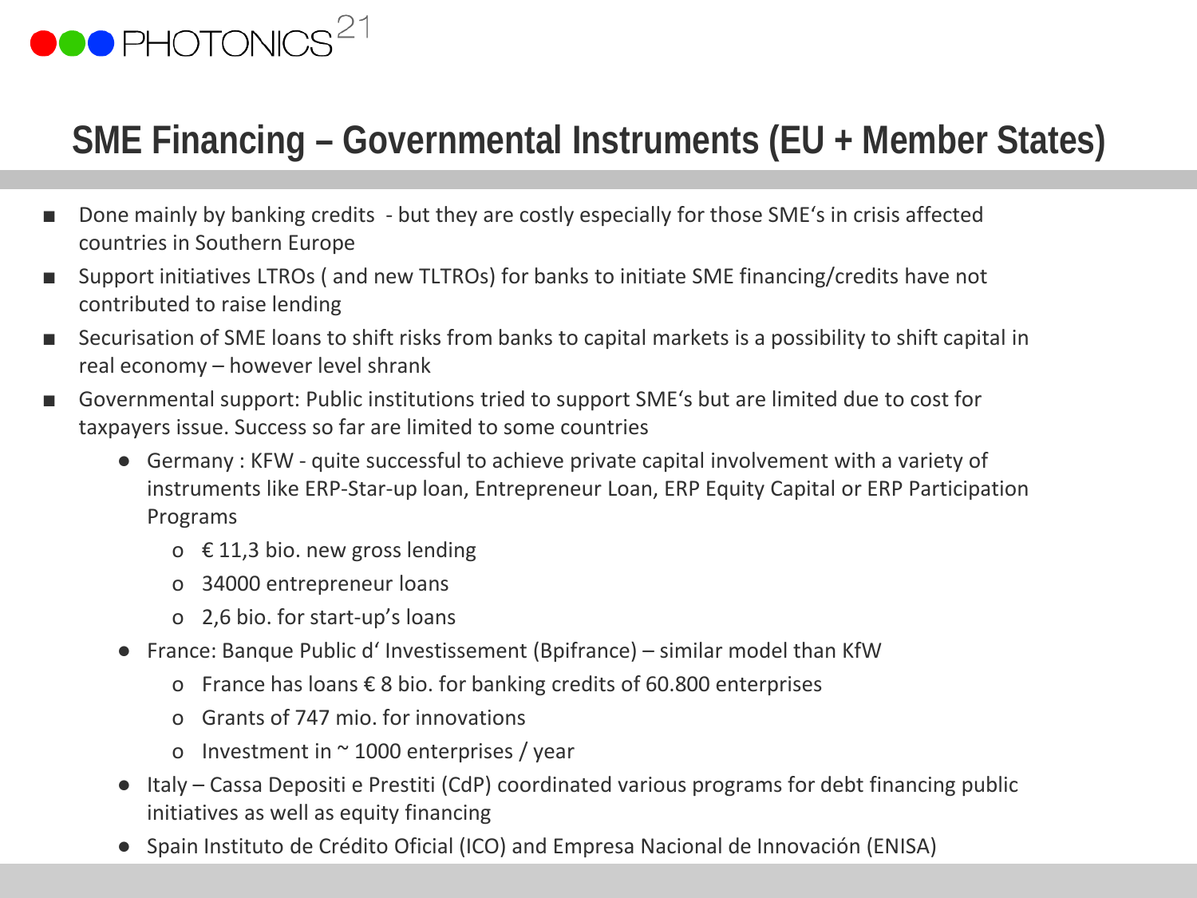## SME Financing – Governmental Instruments (EU + Member States)

- Done mainly by banking credits - but they are costly especially for those SME's in crisis affected countries in Southern Europe
- Support initiatives LTROs ( and new TLTROs) for banks to initiate SME financing/credits have not contributed to raise lending
- Securisation of SME loans to shift risks from banks to capital markets is a possibility to shift capital in real economy – however level shrank
- Governmental support: Public institutions tried to support SME's but are limited due to cost for taxpayers issue. Success so far are limited to some countries
  - Germany : KFW - quite successful to achieve private capital involvement with a variety of instruments like ERP-Star-up loan, Entrepreneur Loan, ERP Equity Capital or ERP Participation Programs
    - € 11,3 bio. new gross lending
    - 34000 entrepreneur loans
    - 2,6 bio. for start-up's loans
  - France: Banque Public d' Investissement (Bpifrance) – similar model than KfW
    - France has loans € 8 bio. for banking credits of 60.800 enterprises
    - Grants of 747 mio. for innovations
    - Investment in ~ 1000 enterprises / year
  - Italy – Cassa Depositi e Prestiti (CdP) coordinated various programs for debt financing public initiatives as well as equity financing
  - Spain Instituto de Crédito Oficial (ICO) and Empresa Nacional de Innovación (ENISA)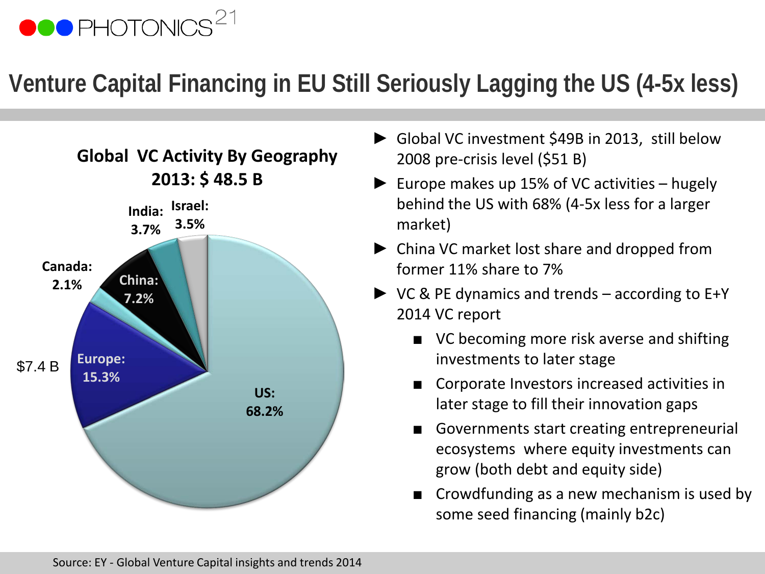# Venture Capital Financing in EU Still Seriously Lagging the US (4-5x less)

**Global VC Activity By Geography**
**2013: $ 48.5 B**

| Region | Share |
|---|---|
| US | 68.2% |
| Europe ($7.4 B) | 15.3% |
| China | 7.2% |
| India | 3.7% |
| Israel | 3.5% |
| Canada | 2.1% |

- Global VC investment $49B in 2013, still below 2008 pre-crisis level ($51 B)
- Europe makes up 15% of VC activities – hugely behind the US with 68% (4-5x less for a larger market)
- China VC market lost share and dropped from former 11% share to 7%
- VC & PE dynamics and trends – according to E+Y 2014 VC report
  - VC becoming more risk averse and shifting investments to later stage
  - Corporate Investors increased activities in later stage to fill their innovation gaps
  - Governments start creating entrepreneurial ecosystems where equity investments can grow (both debt and equity side)
  - Crowdfunding as a new mechanism is used by some seed financing (mainly b2c)

Source: EY - Global Venture Capital insights and trends 2014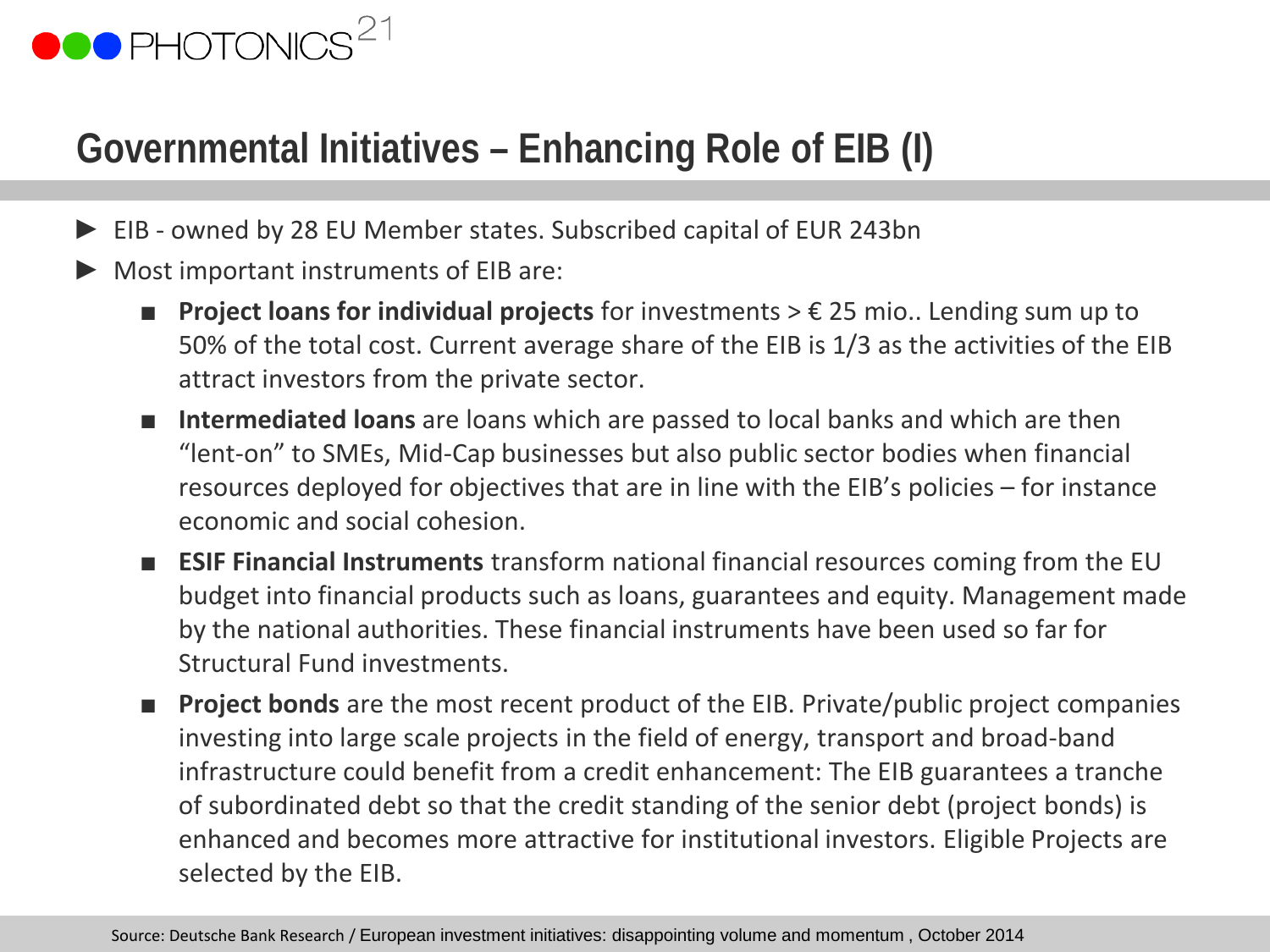# Governmental Initiatives – Enhancing Role of EIB (I)

- EIB - owned by 28 EU Member states. Subscribed capital of EUR 243bn
- Most important instruments of EIB are:
  - **Project loans for individual projects** for investments > € 25 mio.. Lending sum up to 50% of the total cost. Current average share of the EIB is 1/3 as the activities of the EIB attract investors from the private sector.
  - **Intermediated loans** are loans which are passed to local banks and which are then "lent-on" to SMEs, Mid-Cap businesses but also public sector bodies when financial resources deployed for objectives that are in line with the EIB's policies – for instance economic and social cohesion.
  - **ESIF Financial Instruments** transform national financial resources coming from the EU budget into financial products such as loans, guarantees and equity. Management made by the national authorities. These financial instruments have been used so far for Structural Fund investments.
  - **Project bonds** are the most recent product of the EIB. Private/public project companies investing into large scale projects in the field of energy, transport and broad-band infrastructure could benefit from a credit enhancement: The EIB guarantees a tranche of subordinated debt so that the credit standing of the senior debt (project bonds) is enhanced and becomes more attractive for institutional investors. Eligible Projects are selected by the EIB.

Source: Deutsche Bank Research / European investment initiatives: disappointing volume and momentum , October 2014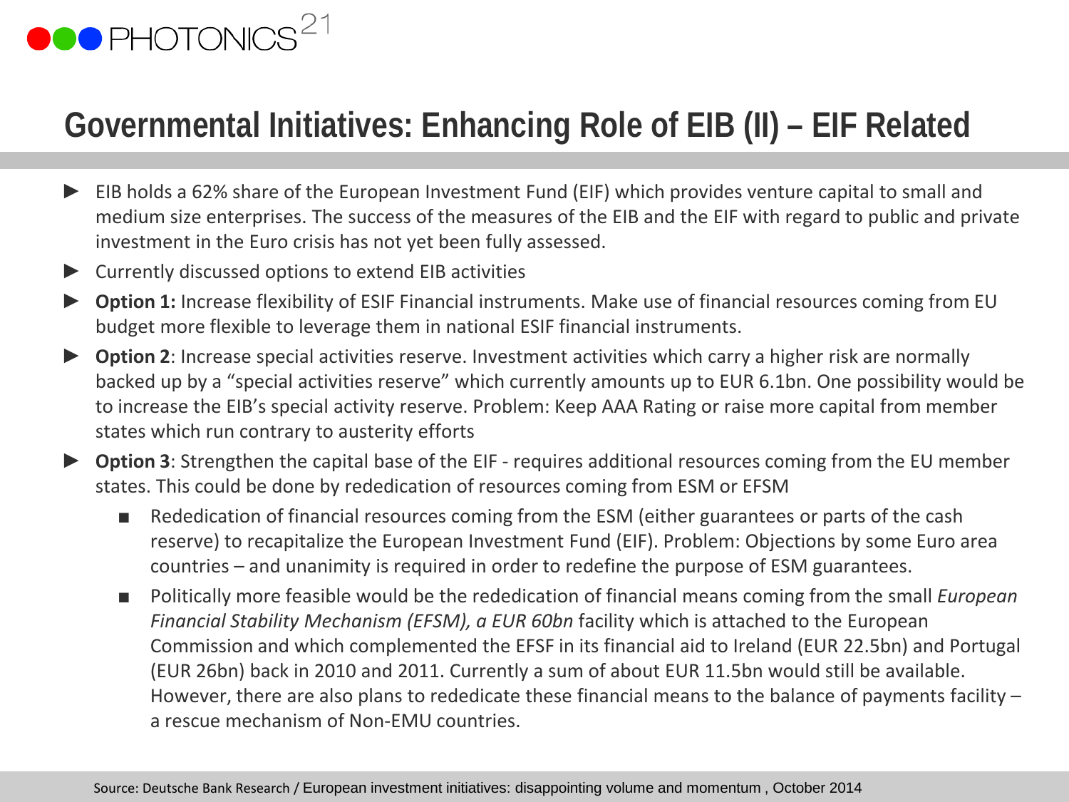# Governmental Initiatives: Enhancing Role of EIB (II) – EIF Related

- EIB holds a 62% share of the European Investment Fund (EIF) which provides venture capital to small and medium size enterprises. The success of the measures of the EIB and the EIF with regard to public and private investment in the Euro crisis has not yet been fully assessed.
- Currently discussed options to extend EIB activities
- **Option 1:** Increase flexibility of ESIF Financial instruments. Make use of financial resources coming from EU budget more flexible to leverage them in national ESIF financial instruments.
- **Option 2**: Increase special activities reserve. Investment activities which carry a higher risk are normally backed up by a "special activities reserve" which currently amounts up to EUR 6.1bn. One possibility would be to increase the EIB's special activity reserve. Problem: Keep AAA Rating or raise more capital from member states which run contrary to austerity efforts
- **Option 3**: Strengthen the capital base of the EIF - requires additional resources coming from the EU member states. This could be done by rededication of resources coming from ESM or EFSM
  - Rededication of financial resources coming from the ESM (either guarantees or parts of the cash reserve) to recapitalize the European Investment Fund (EIF). Problem: Objections by some Euro area countries – and unanimity is required in order to redefine the purpose of ESM guarantees.
  - Politically more feasible would be the rededication of financial means coming from the small *European Financial Stability Mechanism (EFSM), a EUR 60bn* facility which is attached to the European Commission and which complemented the EFSF in its financial aid to Ireland (EUR 22.5bn) and Portugal (EUR 26bn) back in 2010 and 2011. Currently a sum of about EUR 11.5bn would still be available. However, there are also plans to rededicate these financial means to the balance of payments facility – a rescue mechanism of Non-EMU countries.

Source: Deutsche Bank Research / European investment initiatives: disappointing volume and momentum , October 2014